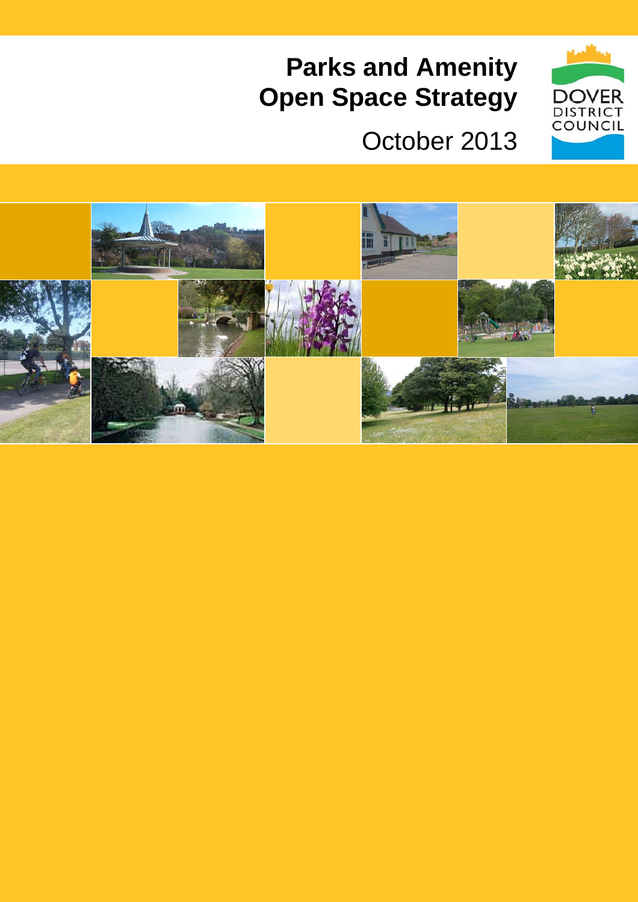# Parks and Amenity Open Space Strategy

October 2013

DOVER DISTRICT COUNCIL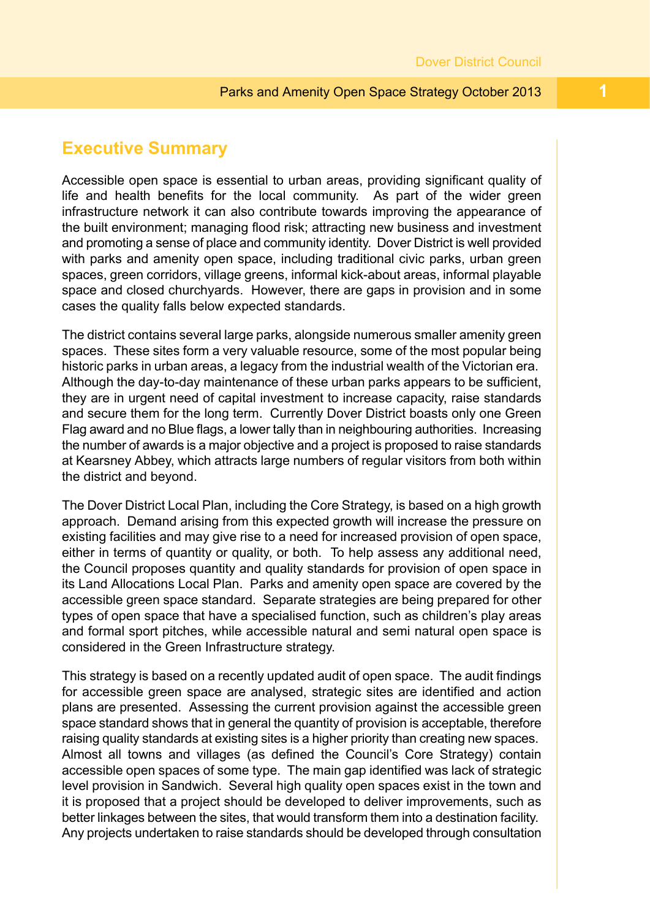## Executive Summary

Accessible open space is essential to urban areas, providing significant quality of life and health benefits for the local community. As part of the wider green infrastructure network it can also contribute towards improving the appearance of the built environment; managing flood risk; attracting new business and investment and promoting a sense of place and community identity. Dover District is well provided with parks and amenity open space, including traditional civic parks, urban green spaces, green corridors, village greens, informal kick-about areas, informal playable space and closed churchyards. However, there are gaps in provision and in some cases the quality falls below expected standards.

The district contains several large parks, alongside numerous smaller amenity green spaces. These sites form a very valuable resource, some of the most popular being historic parks in urban areas, a legacy from the industrial wealth of the Victorian era. Although the day-to-day maintenance of these urban parks appears to be sufficient, they are in urgent need of capital investment to increase capacity, raise standards and secure them for the long term. Currently Dover District boasts only one Green Flag award and no Blue flags, a lower tally than in neighbouring authorities. Increasing the number of awards is a major objective and a project is proposed to raise standards at Kearsney Abbey, which attracts large numbers of regular visitors from both within the district and beyond.

The Dover District Local Plan, including the Core Strategy, is based on a high growth approach. Demand arising from this expected growth will increase the pressure on existing facilities and may give rise to a need for increased provision of open space, either in terms of quantity or quality, or both. To help assess any additional need, the Council proposes quantity and quality standards for provision of open space in its Land Allocations Local Plan. Parks and amenity open space are covered by the accessible green space standard. Separate strategies are being prepared for other types of open space that have a specialised function, such as children's play areas and formal sport pitches, while accessible natural and semi natural open space is considered in the Green Infrastructure strategy.

This strategy is based on a recently updated audit of open space. The audit findings for accessible green space are analysed, strategic sites are identified and action plans are presented. Assessing the current provision against the accessible green space standard shows that in general the quantity of provision is acceptable, therefore raising quality standards at existing sites is a higher priority than creating new spaces. Almost all towns and villages (as defined the Council's Core Strategy) contain accessible open spaces of some type. The main gap identified was lack of strategic level provision in Sandwich. Several high quality open spaces exist in the town and it is proposed that a project should be developed to deliver improvements, such as better linkages between the sites, that would transform them into a destination facility. Any projects undertaken to raise standards should be developed through consultation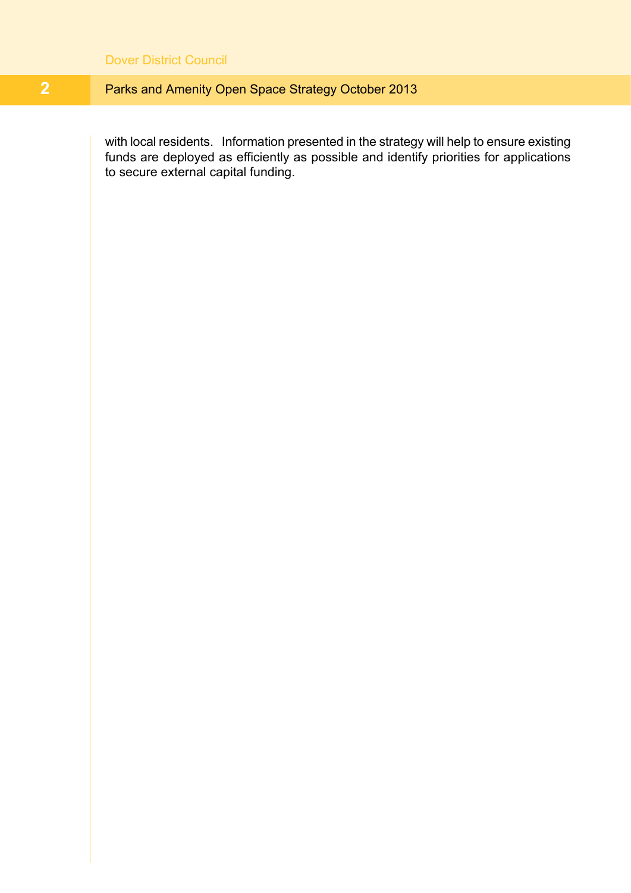with local residents. Information presented in the strategy will help to ensure existing funds are deployed as efficiently as possible and identify priorities for applications to secure external capital funding.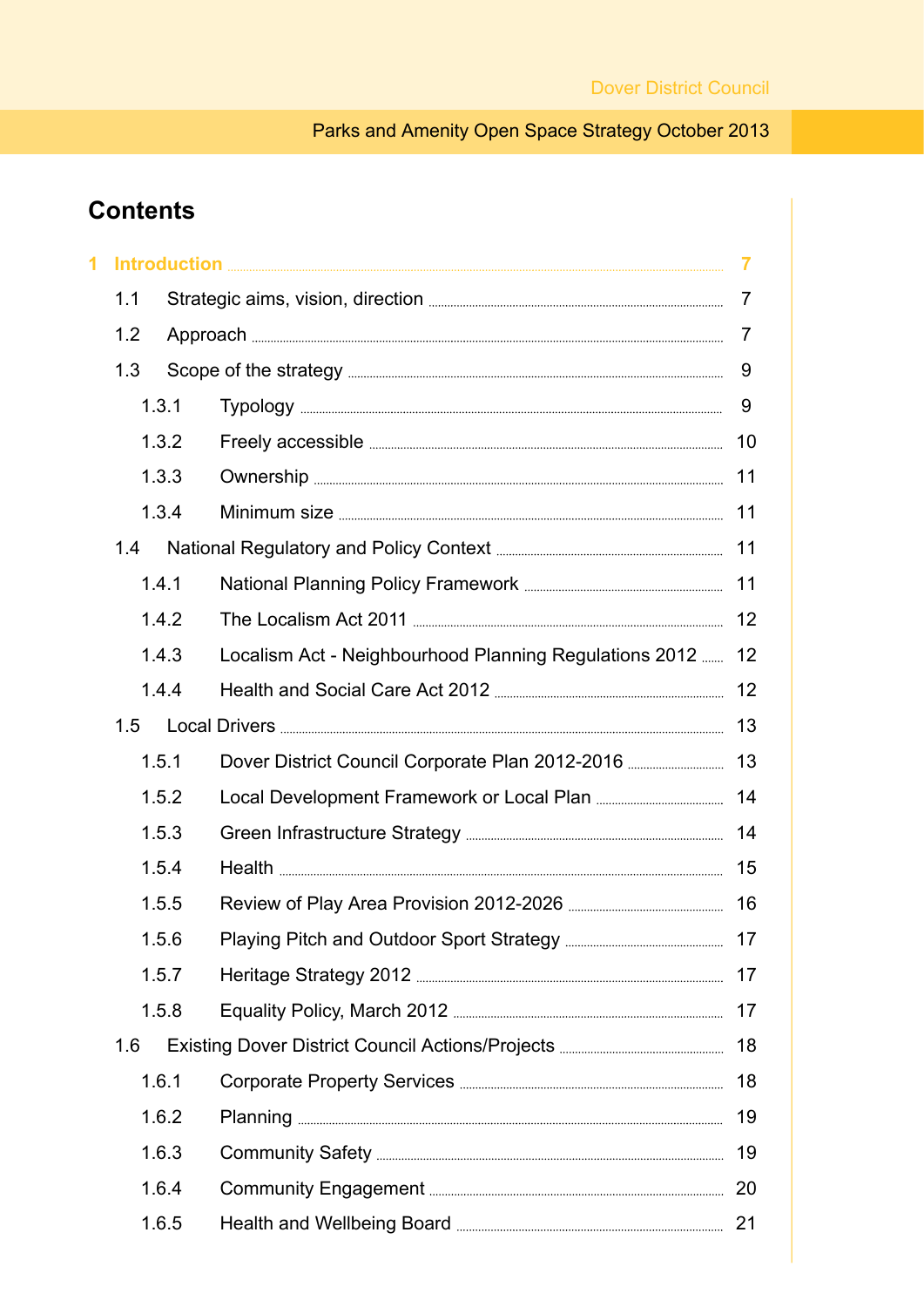# Contents

| | | |
|---|---|---|
| **1** | **Introduction** | **7** |
| 1.1 | Strategic aims, vision, direction | 7 |
| 1.2 | Approach | 7 |
| 1.3 | Scope of the strategy | 9 |
| 1.3.1 | Typology | 9 |
| 1.3.2 | Freely accessible | 10 |
| 1.3.3 | Ownership | 11 |
| 1.3.4 | Minimum size | 11 |
| 1.4 | National Regulatory and Policy Context | 11 |
| 1.4.1 | National Planning Policy Framework | 11 |
| 1.4.2 | The Localism Act 2011 | 12 |
| 1.4.3 | Localism Act - Neighbourhood Planning Regulations 2012 | 12 |
| 1.4.4 | Health and Social Care Act 2012 | 12 |
| 1.5 | Local Drivers | 13 |
| 1.5.1 | Dover District Council Corporate Plan 2012-2016 | 13 |
| 1.5.2 | Local Development Framework or Local Plan | 14 |
| 1.5.3 | Green Infrastructure Strategy | 14 |
| 1.5.4 | Health | 15 |
| 1.5.5 | Review of Play Area Provision 2012-2026 | 16 |
| 1.5.6 | Playing Pitch and Outdoor Sport Strategy | 17 |
| 1.5.7 | Heritage Strategy 2012 | 17 |
| 1.5.8 | Equality Policy, March 2012 | 17 |
| 1.6 | Existing Dover District Council Actions/Projects | 18 |
| 1.6.1 | Corporate Property Services | 18 |
| 1.6.2 | Planning | 19 |
| 1.6.3 | Community Safety | 19 |
| 1.6.4 | Community Engagement | 20 |
| 1.6.5 | Health and Wellbeing Board | 21 |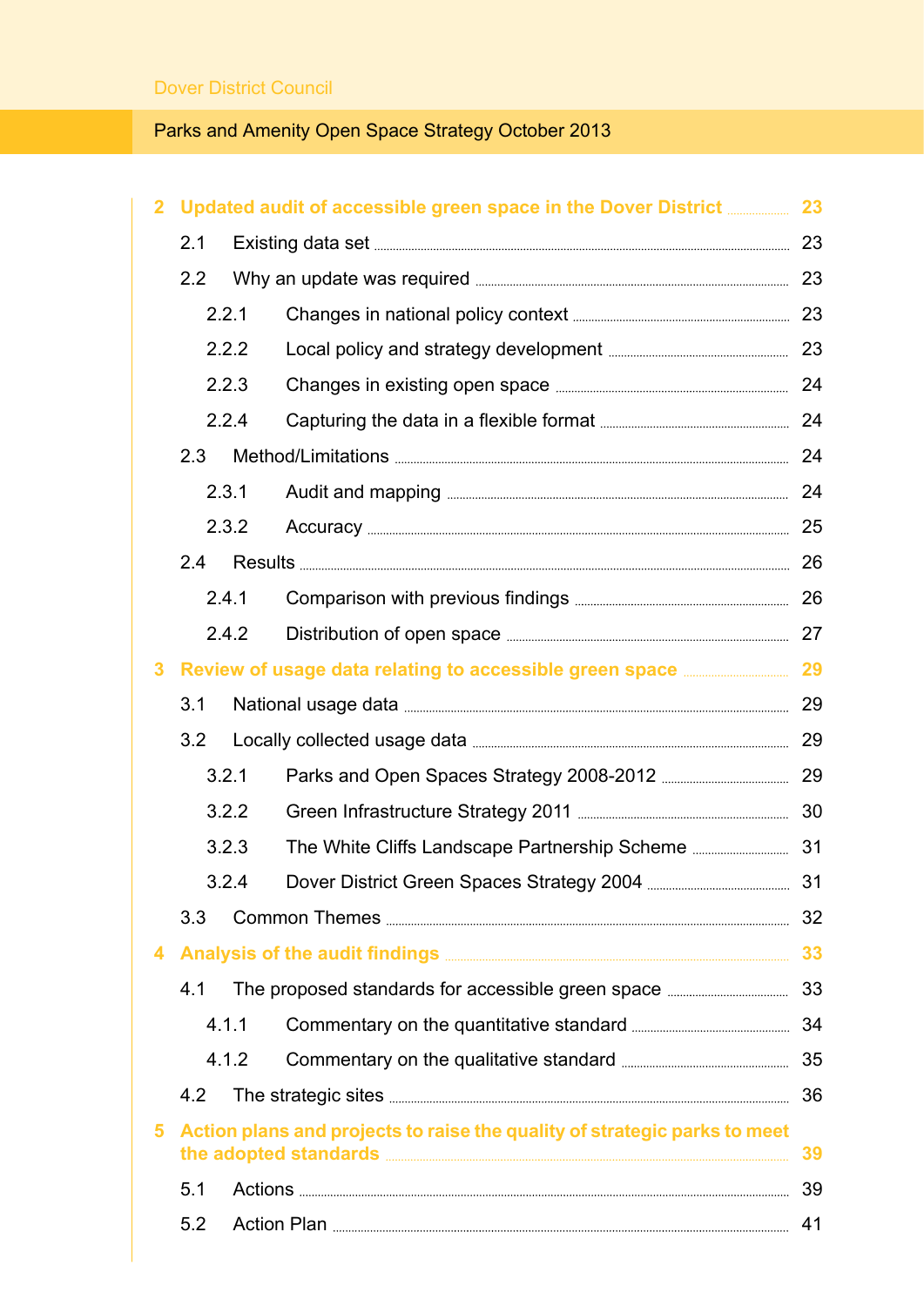**2 Updated audit of accessible green space in the Dover District** 23

2.1 Existing data set 23

2.2 Why an update was required 23

2.2.1 Changes in national policy context 23

2.2.2 Local policy and strategy development 23

2.2.3 Changes in existing open space 24

2.2.4 Capturing the data in a flexible format 24

2.3 Method/Limitations 24

2.3.1 Audit and mapping 24

2.3.2 Accuracy 25

2.4 Results 26

2.4.1 Comparison with previous findings 26

2.4.2 Distribution of open space 27

**3 Review of usage data relating to accessible green space** 29

3.1 National usage data 29

3.2 Locally collected usage data 29

3.2.1 Parks and Open Spaces Strategy 2008-2012 29

3.2.2 Green Infrastructure Strategy 2011 30

3.2.3 The White Cliffs Landscape Partnership Scheme 31

3.2.4 Dover District Green Spaces Strategy 2004 31

3.3 Common Themes 32

**4 Analysis of the audit findings** 33

4.1 The proposed standards for accessible green space 33

4.1.1 Commentary on the quantitative standard 34

4.1.2 Commentary on the qualitative standard 35

4.2 The strategic sites 36

**5 Action plans and projects to raise the quality of strategic parks to meet the adopted standards** 39

5.1 Actions 39

5.2 Action Plan 41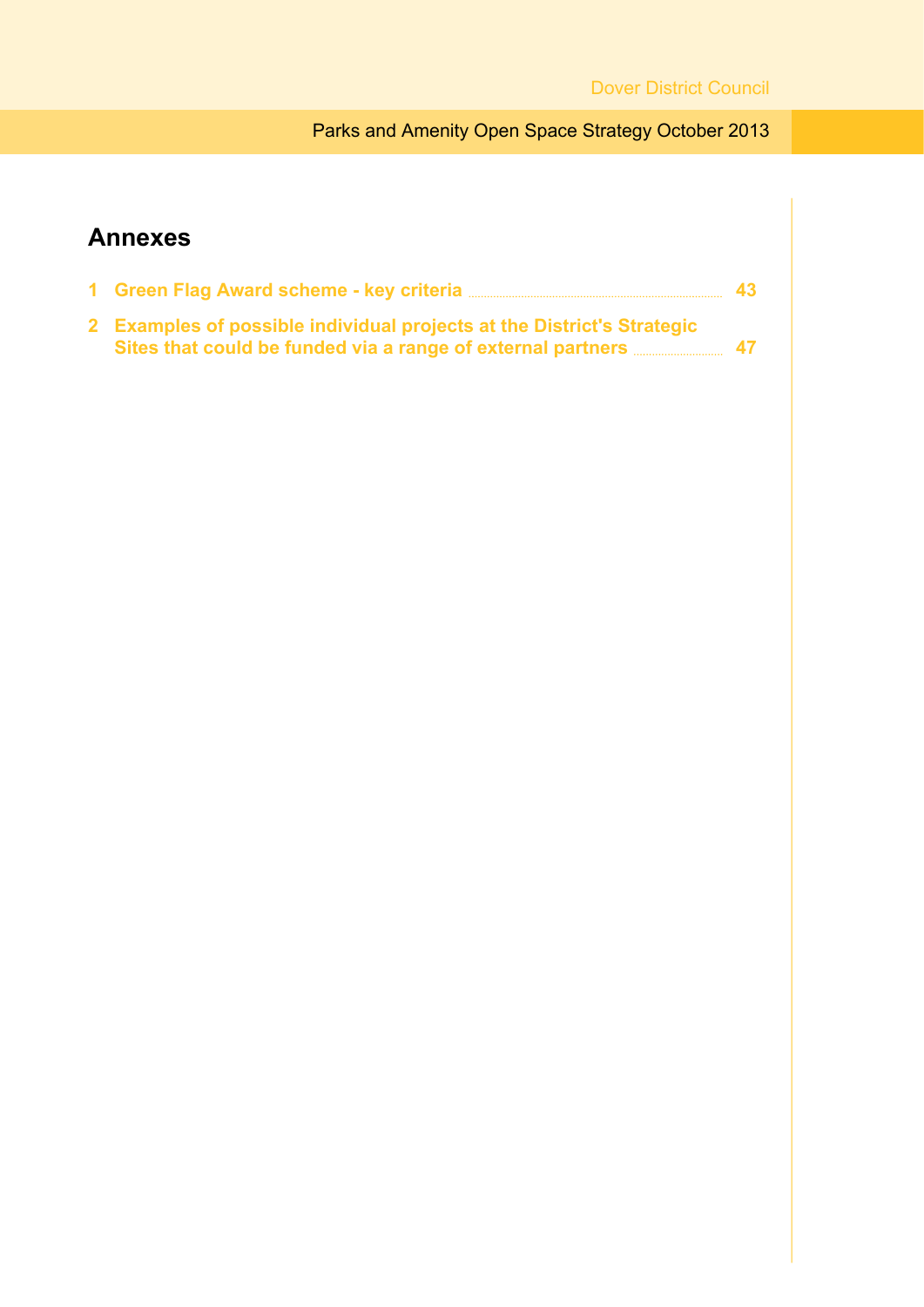# Annexes

1 Green Flag Award scheme - key criteria ..... 43

2 Examples of possible individual projects at the District's Strategic Sites that could be funded via a range of external partners ..... 47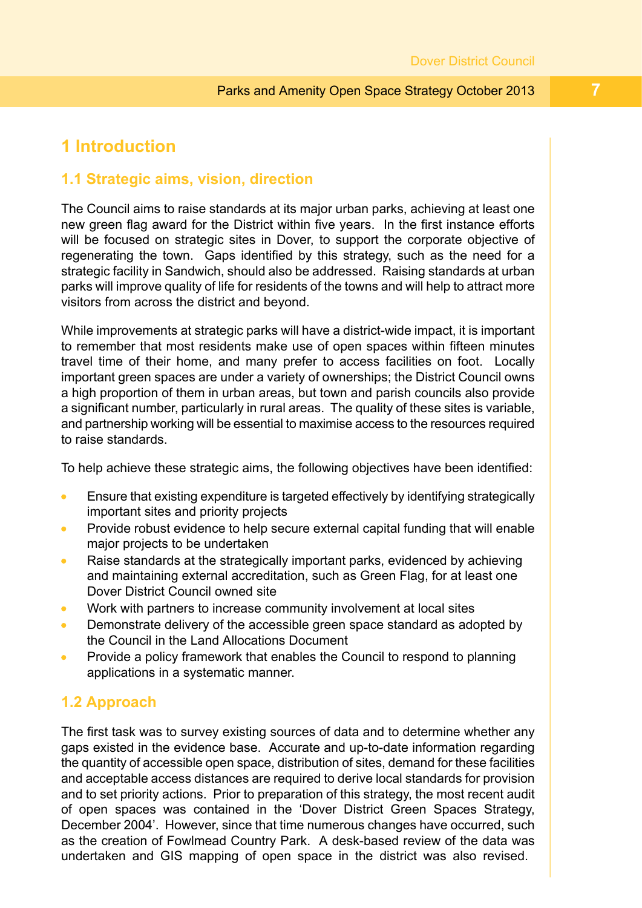# 1 Introduction

## 1.1 Strategic aims, vision, direction

The Council aims to raise standards at its major urban parks, achieving at least one new green flag award for the District within five years. In the first instance efforts will be focused on strategic sites in Dover, to support the corporate objective of regenerating the town. Gaps identified by this strategy, such as the need for a strategic facility in Sandwich, should also be addressed. Raising standards at urban parks will improve quality of life for residents of the towns and will help to attract more visitors from across the district and beyond.

While improvements at strategic parks will have a district-wide impact, it is important to remember that most residents make use of open spaces within fifteen minutes travel time of their home, and many prefer to access facilities on foot. Locally important green spaces are under a variety of ownerships; the District Council owns a high proportion of them in urban areas, but town and parish councils also provide a significant number, particularly in rural areas. The quality of these sites is variable, and partnership working will be essential to maximise access to the resources required to raise standards.

To help achieve these strategic aims, the following objectives have been identified:

- Ensure that existing expenditure is targeted effectively by identifying strategically important sites and priority projects
- Provide robust evidence to help secure external capital funding that will enable major projects to be undertaken
- Raise standards at the strategically important parks, evidenced by achieving and maintaining external accreditation, such as Green Flag, for at least one Dover District Council owned site
- Work with partners to increase community involvement at local sites
- Demonstrate delivery of the accessible green space standard as adopted by the Council in the Land Allocations Document
- Provide a policy framework that enables the Council to respond to planning applications in a systematic manner.

## 1.2 Approach

The first task was to survey existing sources of data and to determine whether any gaps existed in the evidence base. Accurate and up-to-date information regarding the quantity of accessible open space, distribution of sites, demand for these facilities and acceptable access distances are required to derive local standards for provision and to set priority actions. Prior to preparation of this strategy, the most recent audit of open spaces was contained in the 'Dover District Green Spaces Strategy, December 2004'. However, since that time numerous changes have occurred, such as the creation of Fowlmead Country Park. A desk-based review of the data was undertaken and GIS mapping of open space in the district was also revised.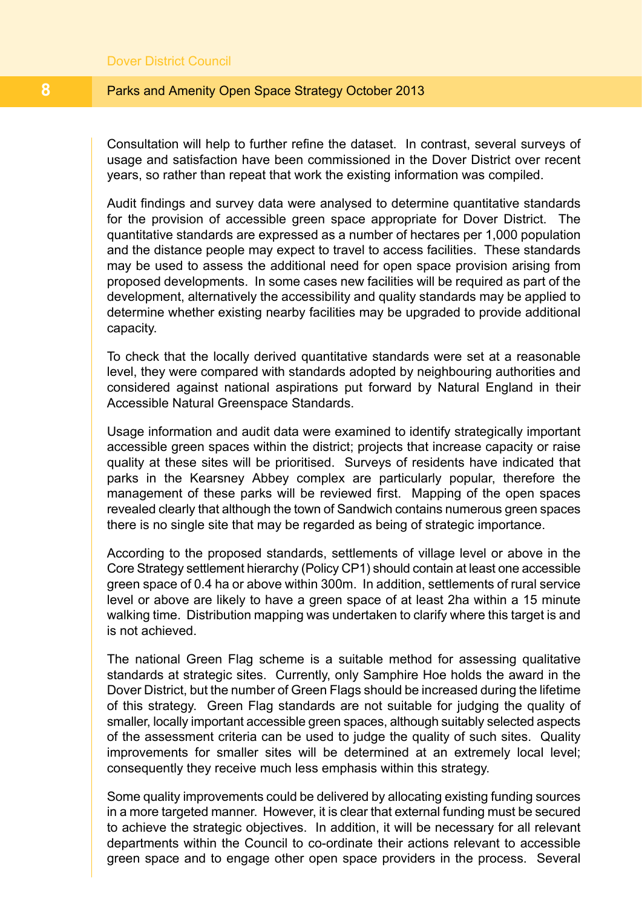Consultation will help to further refine the dataset. In contrast, several surveys of usage and satisfaction have been commissioned in the Dover District over recent years, so rather than repeat that work the existing information was compiled.

Audit findings and survey data were analysed to determine quantitative standards for the provision of accessible green space appropriate for Dover District. The quantitative standards are expressed as a number of hectares per 1,000 population and the distance people may expect to travel to access facilities. These standards may be used to assess the additional need for open space provision arising from proposed developments. In some cases new facilities will be required as part of the development, alternatively the accessibility and quality standards may be applied to determine whether existing nearby facilities may be upgraded to provide additional capacity.

To check that the locally derived quantitative standards were set at a reasonable level, they were compared with standards adopted by neighbouring authorities and considered against national aspirations put forward by Natural England in their Accessible Natural Greenspace Standards.

Usage information and audit data were examined to identify strategically important accessible green spaces within the district; projects that increase capacity or raise quality at these sites will be prioritised. Surveys of residents have indicated that parks in the Kearsney Abbey complex are particularly popular, therefore the management of these parks will be reviewed first. Mapping of the open spaces revealed clearly that although the town of Sandwich contains numerous green spaces there is no single site that may be regarded as being of strategic importance.

According to the proposed standards, settlements of village level or above in the Core Strategy settlement hierarchy (Policy CP1) should contain at least one accessible green space of 0.4 ha or above within 300m. In addition, settlements of rural service level or above are likely to have a green space of at least 2ha within a 15 minute walking time. Distribution mapping was undertaken to clarify where this target is and is not achieved.

The national Green Flag scheme is a suitable method for assessing qualitative standards at strategic sites. Currently, only Samphire Hoe holds the award in the Dover District, but the number of Green Flags should be increased during the lifetime of this strategy. Green Flag standards are not suitable for judging the quality of smaller, locally important accessible green spaces, although suitably selected aspects of the assessment criteria can be used to judge the quality of such sites. Quality improvements for smaller sites will be determined at an extremely local level; consequently they receive much less emphasis within this strategy.

Some quality improvements could be delivered by allocating existing funding sources in a more targeted manner. However, it is clear that external funding must be secured to achieve the strategic objectives. In addition, it will be necessary for all relevant departments within the Council to co-ordinate their actions relevant to accessible green space and to engage other open space providers in the process. Several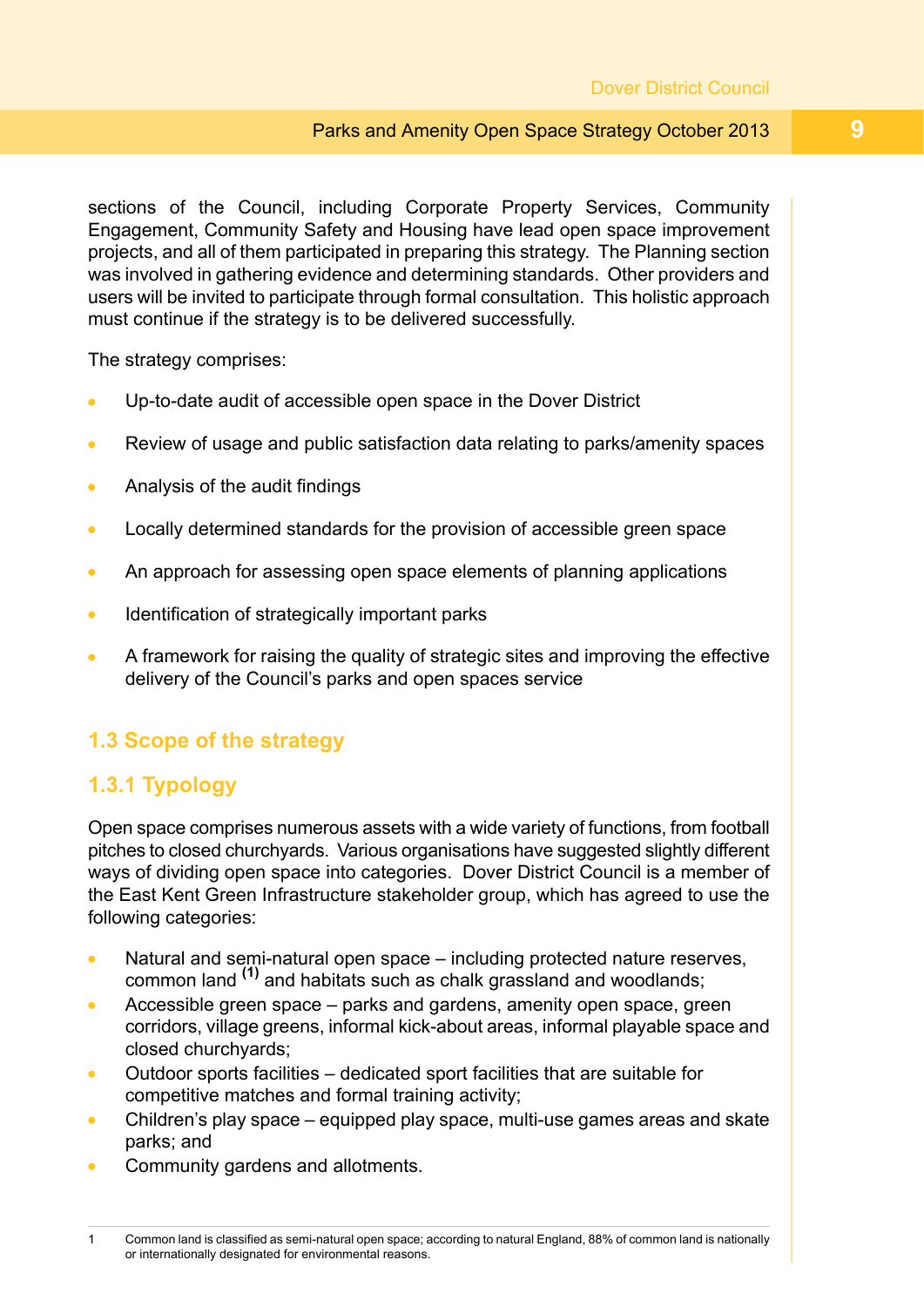sections of the Council, including Corporate Property Services, Community Engagement, Community Safety and Housing have lead open space improvement projects, and all of them participated in preparing this strategy. The Planning section was involved in gathering evidence and determining standards. Other providers and users will be invited to participate through formal consultation. This holistic approach must continue if the strategy is to be delivered successfully.

The strategy comprises:

- Up-to-date audit of accessible open space in the Dover District
- Review of usage and public satisfaction data relating to parks/amenity spaces
- Analysis of the audit findings
- Locally determined standards for the provision of accessible green space
- An approach for assessing open space elements of planning applications
- Identification of strategically important parks
- A framework for raising the quality of strategic sites and improving the effective delivery of the Council's parks and open spaces service

## 1.3 Scope of the strategy

### 1.3.1 Typology

Open space comprises numerous assets with a wide variety of functions, from football pitches to closed churchyards. Various organisations have suggested slightly different ways of dividing open space into categories. Dover District Council is a member of the East Kent Green Infrastructure stakeholder group, which has agreed to use the following categories:

- Natural and semi-natural open space – including protected nature reserves, common land [(1)] and habitats such as chalk grassland and woodlands;
- Accessible green space – parks and gardens, amenity open space, green corridors, village greens, informal kick-about areas, informal playable space and closed churchyards;
- Outdoor sports facilities – dedicated sport facilities that are suitable for competitive matches and formal training activity;
- Children's play space – equipped play space, multi-use games areas and skate parks; and
- Community gardens and allotments.

---

1 Common land is classified as semi-natural open space; according to natural England, 88% of common land is nationally or internationally designated for environmental reasons.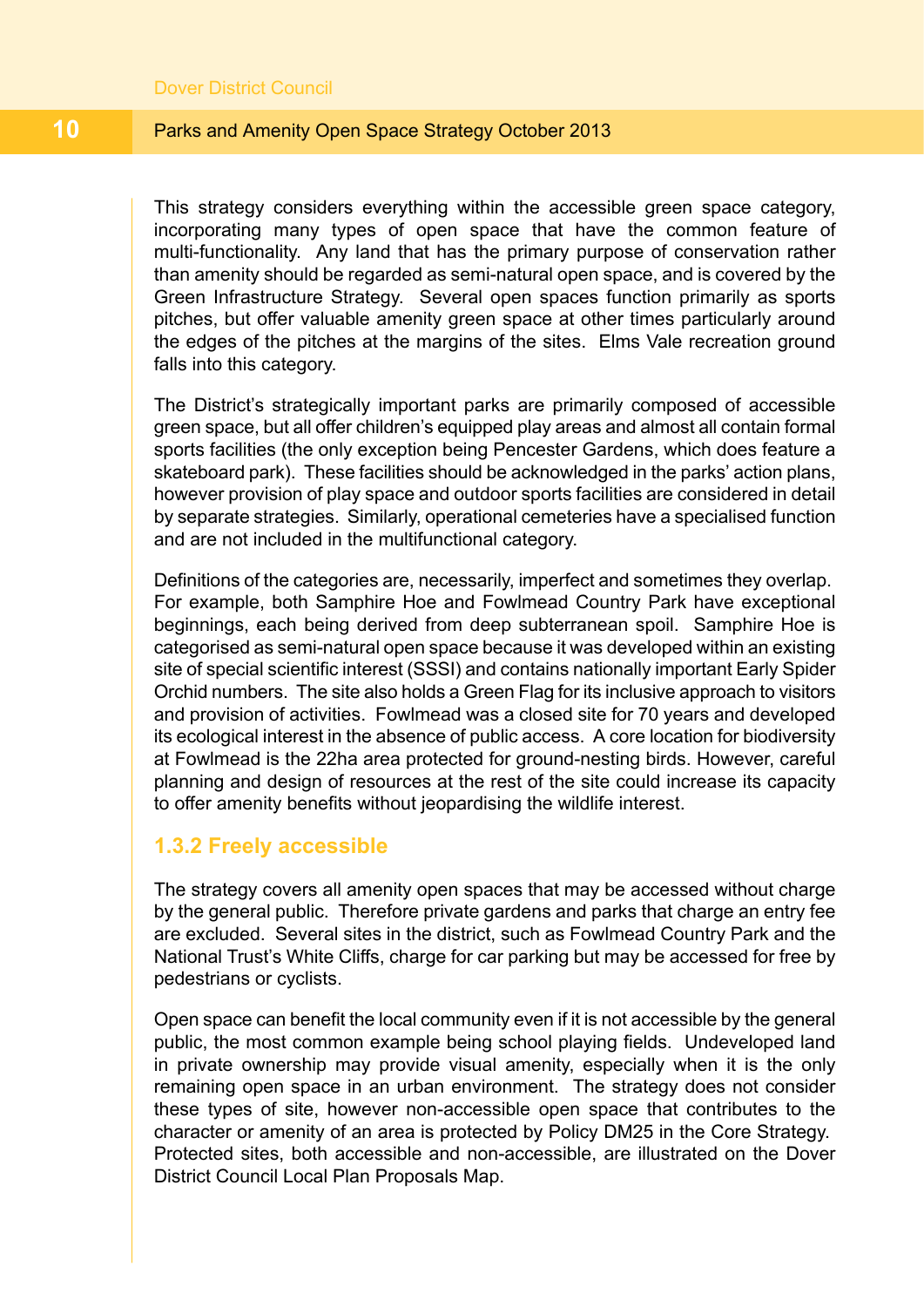This strategy considers everything within the accessible green space category, incorporating many types of open space that have the common feature of multi-functionality. Any land that has the primary purpose of conservation rather than amenity should be regarded as semi-natural open space, and is covered by the Green Infrastructure Strategy. Several open spaces function primarily as sports pitches, but offer valuable amenity green space at other times particularly around the edges of the pitches at the margins of the sites. Elms Vale recreation ground falls into this category.

The District's strategically important parks are primarily composed of accessible green space, but all offer children's equipped play areas and almost all contain formal sports facilities (the only exception being Pencester Gardens, which does feature a skateboard park). These facilities should be acknowledged in the parks' action plans, however provision of play space and outdoor sports facilities are considered in detail by separate strategies. Similarly, operational cemeteries have a specialised function and are not included in the multifunctional category.

Definitions of the categories are, necessarily, imperfect and sometimes they overlap. For example, both Samphire Hoe and Fowlmead Country Park have exceptional beginnings, each being derived from deep subterranean spoil. Samphire Hoe is categorised as semi-natural open space because it was developed within an existing site of special scientific interest (SSSI) and contains nationally important Early Spider Orchid numbers. The site also holds a Green Flag for its inclusive approach to visitors and provision of activities. Fowlmead was a closed site for 70 years and developed its ecological interest in the absence of public access. A core location for biodiversity at Fowlmead is the 22ha area protected for ground-nesting birds. However, careful planning and design of resources at the rest of the site could increase its capacity to offer amenity benefits without jeopardising the wildlife interest.

### 1.3.2 Freely accessible

The strategy covers all amenity open spaces that may be accessed without charge by the general public. Therefore private gardens and parks that charge an entry fee are excluded. Several sites in the district, such as Fowlmead Country Park and the National Trust's White Cliffs, charge for car parking but may be accessed for free by pedestrians or cyclists.

Open space can benefit the local community even if it is not accessible by the general public, the most common example being school playing fields. Undeveloped land in private ownership may provide visual amenity, especially when it is the only remaining open space in an urban environment. The strategy does not consider these types of site, however non-accessible open space that contributes to the character or amenity of an area is protected by Policy DM25 in the Core Strategy. Protected sites, both accessible and non-accessible, are illustrated on the Dover District Council Local Plan Proposals Map.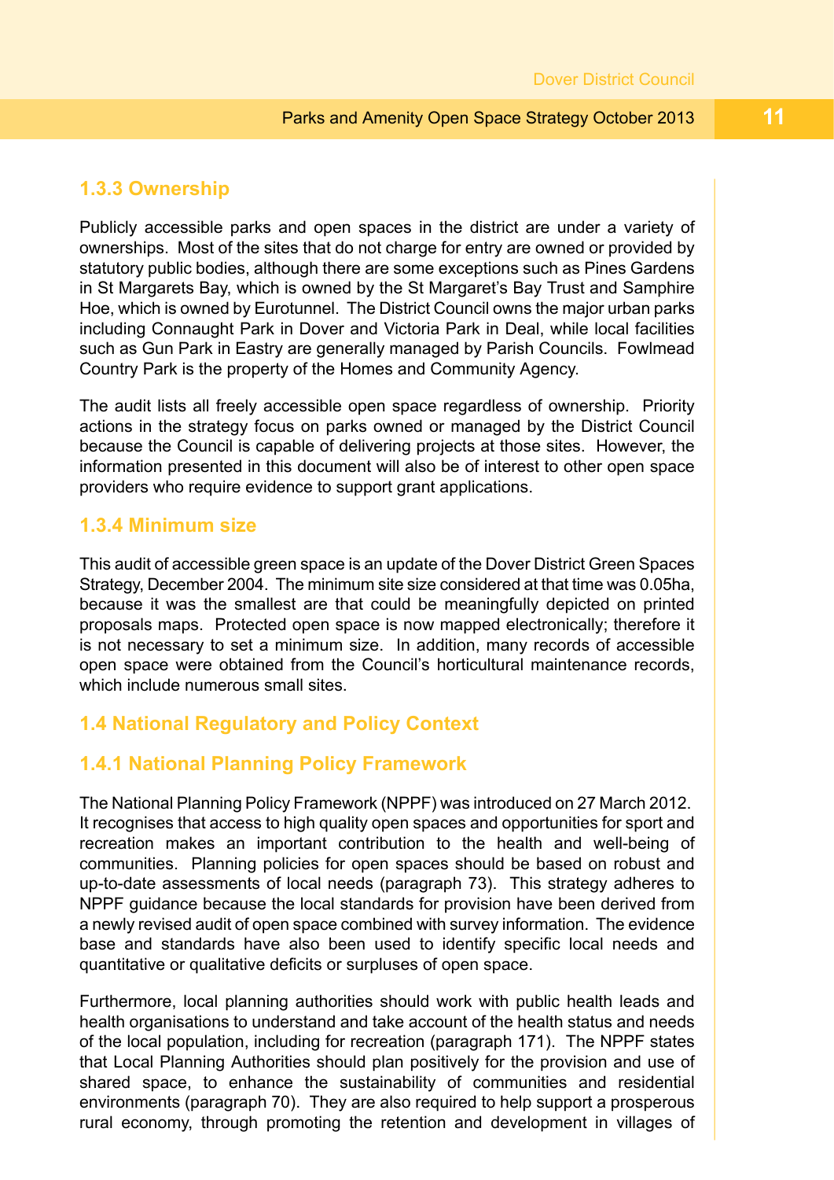### 1.3.3 Ownership

Publicly accessible parks and open spaces in the district are under a variety of ownerships. Most of the sites that do not charge for entry are owned or provided by statutory public bodies, although there are some exceptions such as Pines Gardens in St Margarets Bay, which is owned by the St Margaret's Bay Trust and Samphire Hoe, which is owned by Eurotunnel. The District Council owns the major urban parks including Connaught Park in Dover and Victoria Park in Deal, while local facilities such as Gun Park in Eastry are generally managed by Parish Councils. Fowlmead Country Park is the property of the Homes and Community Agency.

The audit lists all freely accessible open space regardless of ownership. Priority actions in the strategy focus on parks owned or managed by the District Council because the Council is capable of delivering projects at those sites. However, the information presented in this document will also be of interest to other open space providers who require evidence to support grant applications.

### 1.3.4 Minimum size

This audit of accessible green space is an update of the Dover District Green Spaces Strategy, December 2004. The minimum site size considered at that time was 0.05ha, because it was the smallest are that could be meaningfully depicted on printed proposals maps. Protected open space is now mapped electronically; therefore it is not necessary to set a minimum size. In addition, many records of accessible open space were obtained from the Council's horticultural maintenance records, which include numerous small sites.

## 1.4 National Regulatory and Policy Context

### 1.4.1 National Planning Policy Framework

The National Planning Policy Framework (NPPF) was introduced on 27 March 2012. It recognises that access to high quality open spaces and opportunities for sport and recreation makes an important contribution to the health and well-being of communities. Planning policies for open spaces should be based on robust and up-to-date assessments of local needs (paragraph 73). This strategy adheres to NPPF guidance because the local standards for provision have been derived from a newly revised audit of open space combined with survey information. The evidence base and standards have also been used to identify specific local needs and quantitative or qualitative deficits or surpluses of open space.

Furthermore, local planning authorities should work with public health leads and health organisations to understand and take account of the health status and needs of the local population, including for recreation (paragraph 171). The NPPF states that Local Planning Authorities should plan positively for the provision and use of shared space, to enhance the sustainability of communities and residential environments (paragraph 70). They are also required to help support a prosperous rural economy, through promoting the retention and development in villages of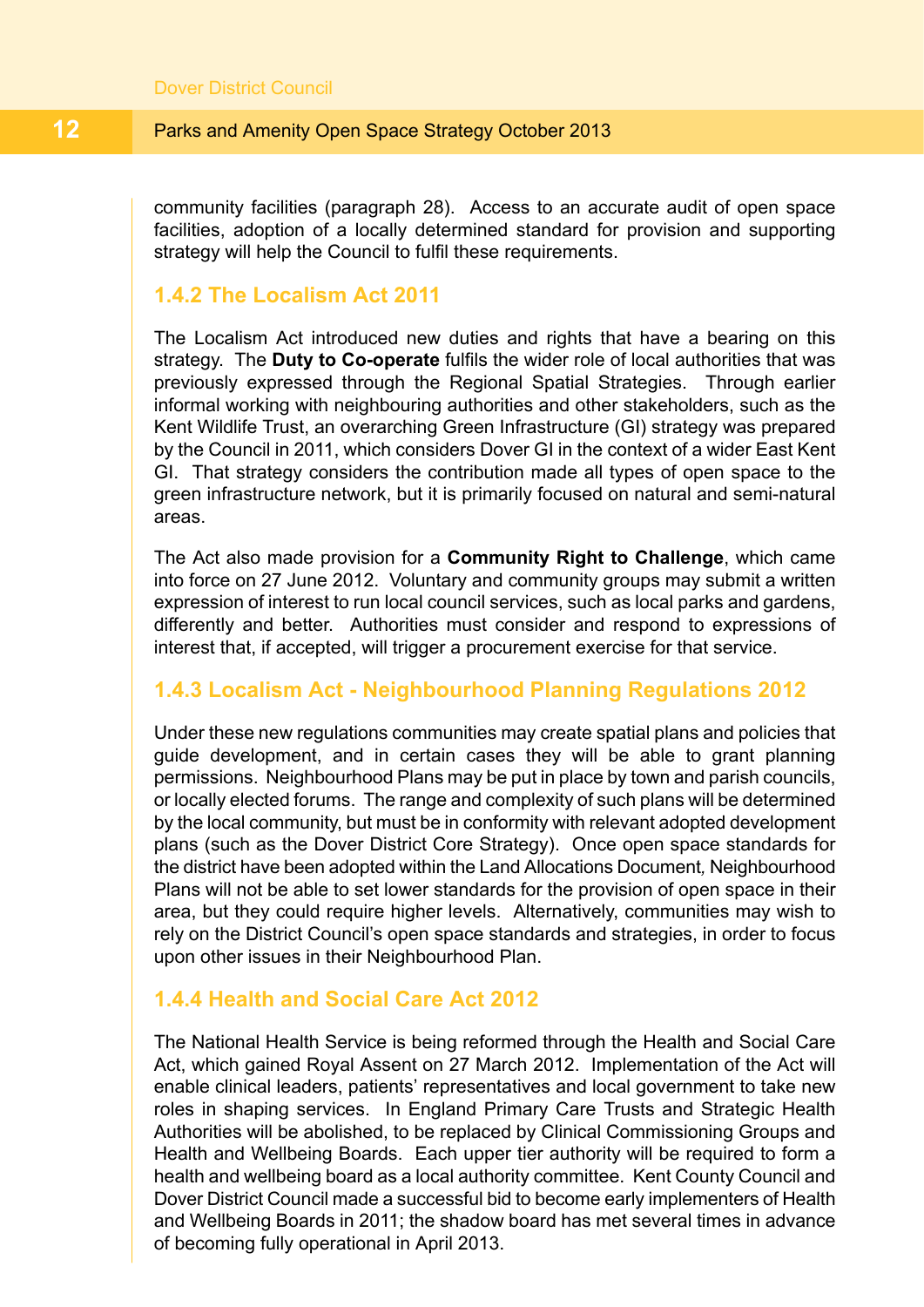community facilities (paragraph 28). Access to an accurate audit of open space facilities, adoption of a locally determined standard for provision and supporting strategy will help the Council to fulfil these requirements.

### 1.4.2 The Localism Act 2011

The Localism Act introduced new duties and rights that have a bearing on this strategy. The **Duty to Co-operate** fulfils the wider role of local authorities that was previously expressed through the Regional Spatial Strategies. Through earlier informal working with neighbouring authorities and other stakeholders, such as the Kent Wildlife Trust, an overarching Green Infrastructure (GI) strategy was prepared by the Council in 2011, which considers Dover GI in the context of a wider East Kent GI. That strategy considers the contribution made all types of open space to the green infrastructure network, but it is primarily focused on natural and semi-natural areas.

The Act also made provision for a **Community Right to Challenge**, which came into force on 27 June 2012. Voluntary and community groups may submit a written expression of interest to run local council services, such as local parks and gardens, differently and better. Authorities must consider and respond to expressions of interest that, if accepted, will trigger a procurement exercise for that service.

### 1.4.3 Localism Act - Neighbourhood Planning Regulations 2012

Under these new regulations communities may create spatial plans and policies that guide development, and in certain cases they will be able to grant planning permissions. Neighbourhood Plans may be put in place by town and parish councils, or locally elected forums. The range and complexity of such plans will be determined by the local community, but must be in conformity with relevant adopted development plans (such as the Dover District Core Strategy). Once open space standards for the district have been adopted within the Land Allocations Document*,* Neighbourhood Plans will not be able to set lower standards for the provision of open space in their area, but they could require higher levels. Alternatively, communities may wish to rely on the District Council's open space standards and strategies, in order to focus upon other issues in their Neighbourhood Plan.

### 1.4.4 Health and Social Care Act 2012

The National Health Service is being reformed through the Health and Social Care Act, which gained Royal Assent on 27 March 2012. Implementation of the Act will enable clinical leaders, patients' representatives and local government to take new roles in shaping services. In England Primary Care Trusts and Strategic Health Authorities will be abolished, to be replaced by Clinical Commissioning Groups and Health and Wellbeing Boards. Each upper tier authority will be required to form a health and wellbeing board as a local authority committee. Kent County Council and Dover District Council made a successful bid to become early implementers of Health and Wellbeing Boards in 2011; the shadow board has met several times in advance of becoming fully operational in April 2013.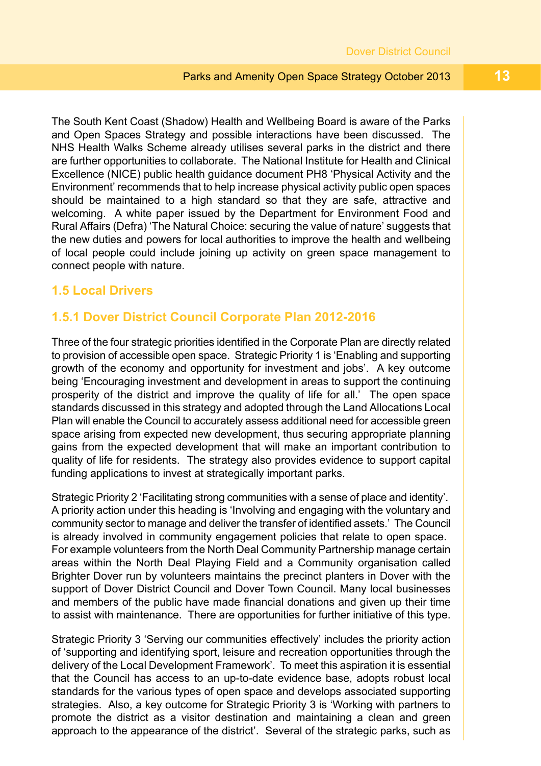The South Kent Coast (Shadow) Health and Wellbeing Board is aware of the Parks and Open Spaces Strategy and possible interactions have been discussed. The NHS Health Walks Scheme already utilises several parks in the district and there are further opportunities to collaborate. The National Institute for Health and Clinical Excellence (NICE) public health guidance document PH8 'Physical Activity and the Environment' recommends that to help increase physical activity public open spaces should be maintained to a high standard so that they are safe, attractive and welcoming. A white paper issued by the Department for Environment Food and Rural Affairs (Defra) 'The Natural Choice: securing the value of nature' suggests that the new duties and powers for local authorities to improve the health and wellbeing of local people could include joining up activity on green space management to connect people with nature.

## 1.5 Local Drivers

### 1.5.1 Dover District Council Corporate Plan 2012-2016

Three of the four strategic priorities identified in the Corporate Plan are directly related to provision of accessible open space. Strategic Priority 1 is 'Enabling and supporting growth of the economy and opportunity for investment and jobs'. A key outcome being 'Encouraging investment and development in areas to support the continuing prosperity of the district and improve the quality of life for all.' The open space standards discussed in this strategy and adopted through the Land Allocations Local Plan will enable the Council to accurately assess additional need for accessible green space arising from expected new development, thus securing appropriate planning gains from the expected development that will make an important contribution to quality of life for residents. The strategy also provides evidence to support capital funding applications to invest at strategically important parks.

Strategic Priority 2 'Facilitating strong communities with a sense of place and identity'. A priority action under this heading is 'Involving and engaging with the voluntary and community sector to manage and deliver the transfer of identified assets.' The Council is already involved in community engagement policies that relate to open space. For example volunteers from the North Deal Community Partnership manage certain areas within the North Deal Playing Field and a Community organisation called Brighter Dover run by volunteers maintains the precinct planters in Dover with the support of Dover District Council and Dover Town Council. Many local businesses and members of the public have made financial donations and given up their time to assist with maintenance. There are opportunities for further initiative of this type.

Strategic Priority 3 'Serving our communities effectively' includes the priority action of 'supporting and identifying sport, leisure and recreation opportunities through the delivery of the Local Development Framework'. To meet this aspiration it is essential that the Council has access to an up-to-date evidence base, adopts robust local standards for the various types of open space and develops associated supporting strategies. Also, a key outcome for Strategic Priority 3 is 'Working with partners to promote the district as a visitor destination and maintaining a clean and green approach to the appearance of the district'. Several of the strategic parks, such as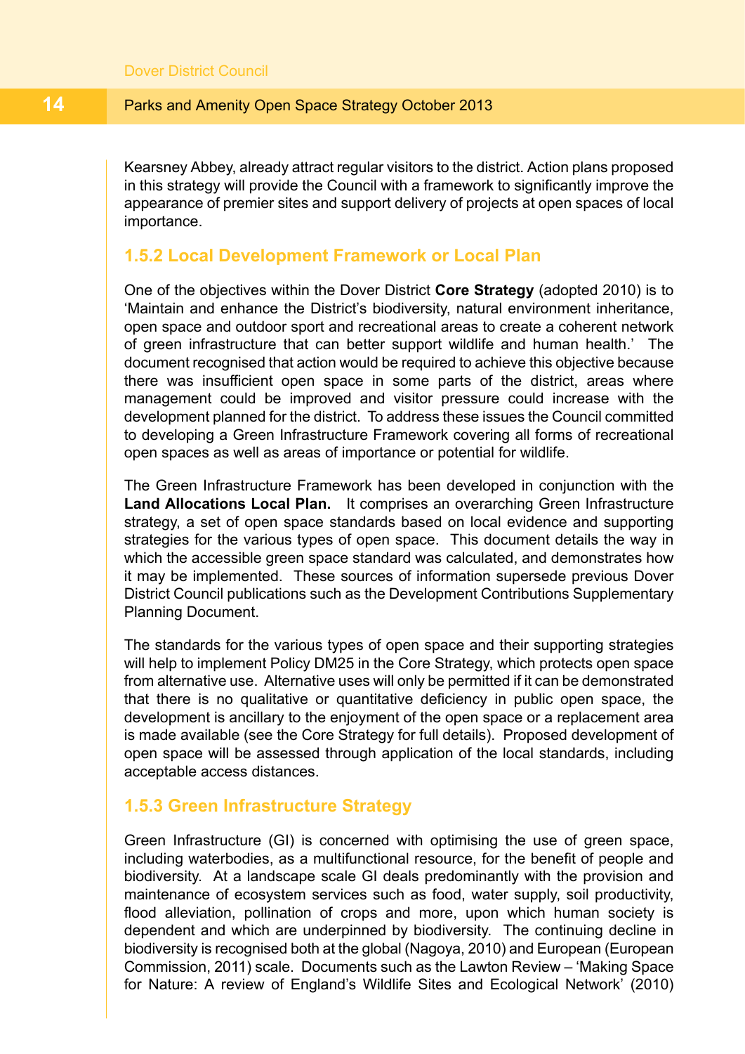Kearsney Abbey, already attract regular visitors to the district. Action plans proposed in this strategy will provide the Council with a framework to significantly improve the appearance of premier sites and support delivery of projects at open spaces of local importance.

### 1.5.2 Local Development Framework or Local Plan

One of the objectives within the Dover District **Core Strategy** (adopted 2010) is to 'Maintain and enhance the District's biodiversity, natural environment inheritance, open space and outdoor sport and recreational areas to create a coherent network of green infrastructure that can better support wildlife and human health.' The document recognised that action would be required to achieve this objective because there was insufficient open space in some parts of the district, areas where management could be improved and visitor pressure could increase with the development planned for the district. To address these issues the Council committed to developing a Green Infrastructure Framework covering all forms of recreational open spaces as well as areas of importance or potential for wildlife.

The Green Infrastructure Framework has been developed in conjunction with the **Land Allocations Local Plan.** It comprises an overarching Green Infrastructure strategy, a set of open space standards based on local evidence and supporting strategies for the various types of open space. This document details the way in which the accessible green space standard was calculated, and demonstrates how it may be implemented. These sources of information supersede previous Dover District Council publications such as the Development Contributions Supplementary Planning Document.

The standards for the various types of open space and their supporting strategies will help to implement Policy DM25 in the Core Strategy, which protects open space from alternative use. Alternative uses will only be permitted if it can be demonstrated that there is no qualitative or quantitative deficiency in public open space, the development is ancillary to the enjoyment of the open space or a replacement area is made available (see the Core Strategy for full details). Proposed development of open space will be assessed through application of the local standards, including acceptable access distances.

### 1.5.3 Green Infrastructure Strategy

Green Infrastructure (GI) is concerned with optimising the use of green space, including waterbodies, as a multifunctional resource, for the benefit of people and biodiversity. At a landscape scale GI deals predominantly with the provision and maintenance of ecosystem services such as food, water supply, soil productivity, flood alleviation, pollination of crops and more, upon which human society is dependent and which are underpinned by biodiversity. The continuing decline in biodiversity is recognised both at the global (Nagoya, 2010) and European (European Commission, 2011) scale. Documents such as the Lawton Review – 'Making Space for Nature: A review of England's Wildlife Sites and Ecological Network' (2010)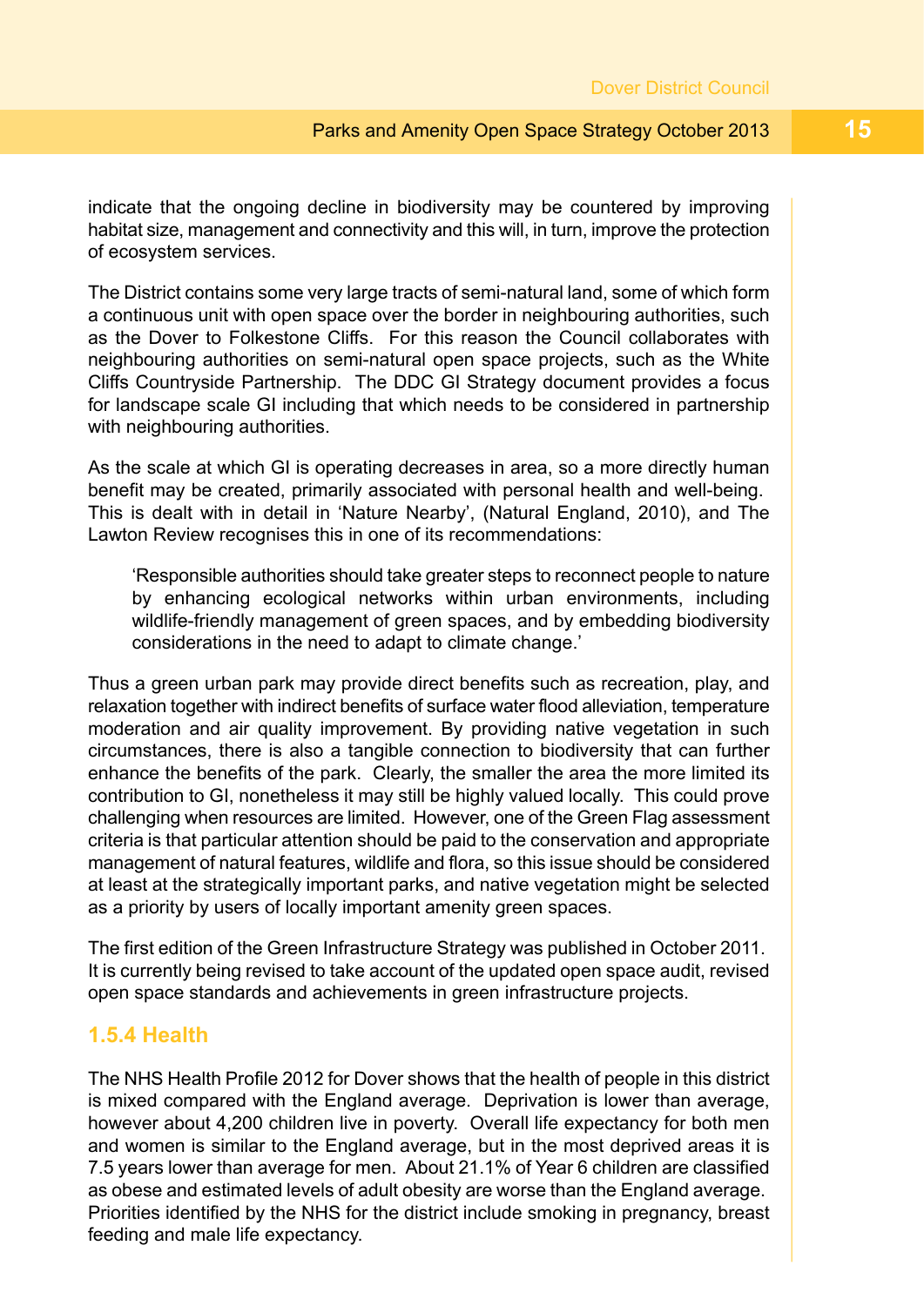indicate that the ongoing decline in biodiversity may be countered by improving habitat size, management and connectivity and this will, in turn, improve the protection of ecosystem services.

The District contains some very large tracts of semi-natural land, some of which form a continuous unit with open space over the border in neighbouring authorities, such as the Dover to Folkestone Cliffs. For this reason the Council collaborates with neighbouring authorities on semi-natural open space projects, such as the White Cliffs Countryside Partnership. The DDC GI Strategy document provides a focus for landscape scale GI including that which needs to be considered in partnership with neighbouring authorities.

As the scale at which GI is operating decreases in area, so a more directly human benefit may be created, primarily associated with personal health and well-being. This is dealt with in detail in 'Nature Nearby', (Natural England, 2010), and The Lawton Review recognises this in one of its recommendations:

> 'Responsible authorities should take greater steps to reconnect people to nature by enhancing ecological networks within urban environments, including wildlife-friendly management of green spaces, and by embedding biodiversity considerations in the need to adapt to climate change.'

Thus a green urban park may provide direct benefits such as recreation, play, and relaxation together with indirect benefits of surface water flood alleviation, temperature moderation and air quality improvement. By providing native vegetation in such circumstances, there is also a tangible connection to biodiversity that can further enhance the benefits of the park. Clearly, the smaller the area the more limited its contribution to GI, nonetheless it may still be highly valued locally. This could prove challenging when resources are limited. However, one of the Green Flag assessment criteria is that particular attention should be paid to the conservation and appropriate management of natural features, wildlife and flora, so this issue should be considered at least at the strategically important parks, and native vegetation might be selected as a priority by users of locally important amenity green spaces.

The first edition of the Green Infrastructure Strategy was published in October 2011. It is currently being revised to take account of the updated open space audit, revised open space standards and achievements in green infrastructure projects.

### 1.5.4 Health

The NHS Health Profile 2012 for Dover shows that the health of people in this district is mixed compared with the England average. Deprivation is lower than average, however about 4,200 children live in poverty. Overall life expectancy for both men and women is similar to the England average, but in the most deprived areas it is 7.5 years lower than average for men. About 21.1% of Year 6 children are classified as obese and estimated levels of adult obesity are worse than the England average. Priorities identified by the NHS for the district include smoking in pregnancy, breast feeding and male life expectancy.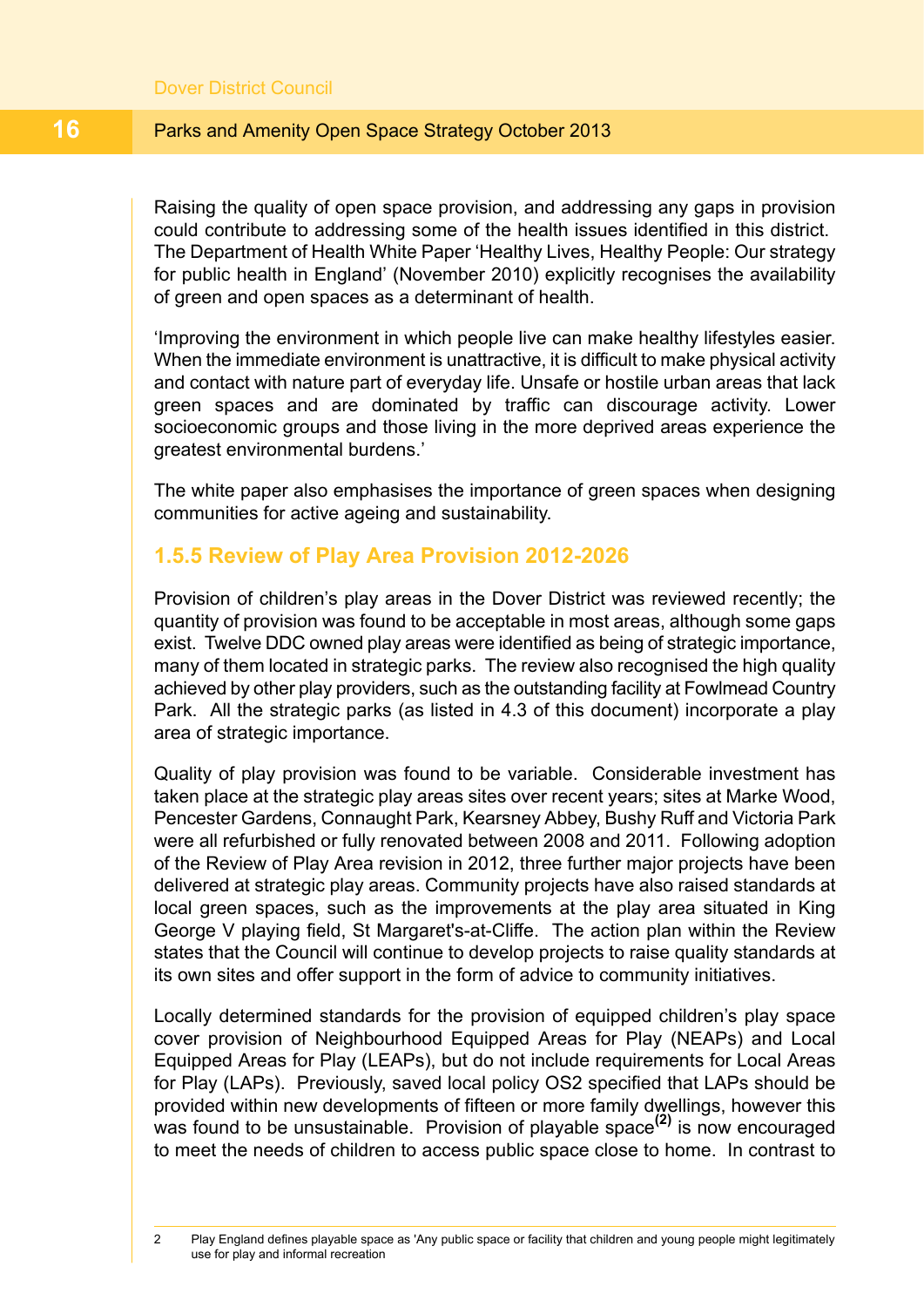Raising the quality of open space provision, and addressing any gaps in provision could contribute to addressing some of the health issues identified in this district. The Department of Health White Paper 'Healthy Lives, Healthy People: Our strategy for public health in England' (November 2010) explicitly recognises the availability of green and open spaces as a determinant of health.

'Improving the environment in which people live can make healthy lifestyles easier. When the immediate environment is unattractive, it is difficult to make physical activity and contact with nature part of everyday life. Unsafe or hostile urban areas that lack green spaces and are dominated by traffic can discourage activity. Lower socioeconomic groups and those living in the more deprived areas experience the greatest environmental burdens.'

The white paper also emphasises the importance of green spaces when designing communities for active ageing and sustainability.

### 1.5.5 Review of Play Area Provision 2012-2026

Provision of children's play areas in the Dover District was reviewed recently; the quantity of provision was found to be acceptable in most areas, although some gaps exist. Twelve DDC owned play areas were identified as being of strategic importance, many of them located in strategic parks. The review also recognised the high quality achieved by other play providers, such as the outstanding facility at Fowlmead Country Park. All the strategic parks (as listed in 4.3 of this document) incorporate a play area of strategic importance.

Quality of play provision was found to be variable. Considerable investment has taken place at the strategic play areas sites over recent years; sites at Marke Wood, Pencester Gardens, Connaught Park, Kearsney Abbey, Bushy Ruff and Victoria Park were all refurbished or fully renovated between 2008 and 2011. Following adoption of the Review of Play Area revision in 2012, three further major projects have been delivered at strategic play areas. Community projects have also raised standards at local green spaces, such as the improvements at the play area situated in King George V playing field, St Margaret's-at-Cliffe. The action plan within the Review states that the Council will continue to develop projects to raise quality standards at its own sites and offer support in the form of advice to community initiatives.

Locally determined standards for the provision of equipped children's play space cover provision of Neighbourhood Equipped Areas for Play (NEAPs) and Local Equipped Areas for Play (LEAPs), but do not include requirements for Local Areas for Play (LAPs). Previously, saved local policy OS2 specified that LAPs should be provided within new developments of fifteen or more family dwellings, however this was found to be unsustainable. Provision of playable space[2] is now encouraged to meet the needs of children to access public space close to home. In contrast to

2 Play England defines playable space as 'Any public space or facility that children and young people might legitimately use for play and informal recreation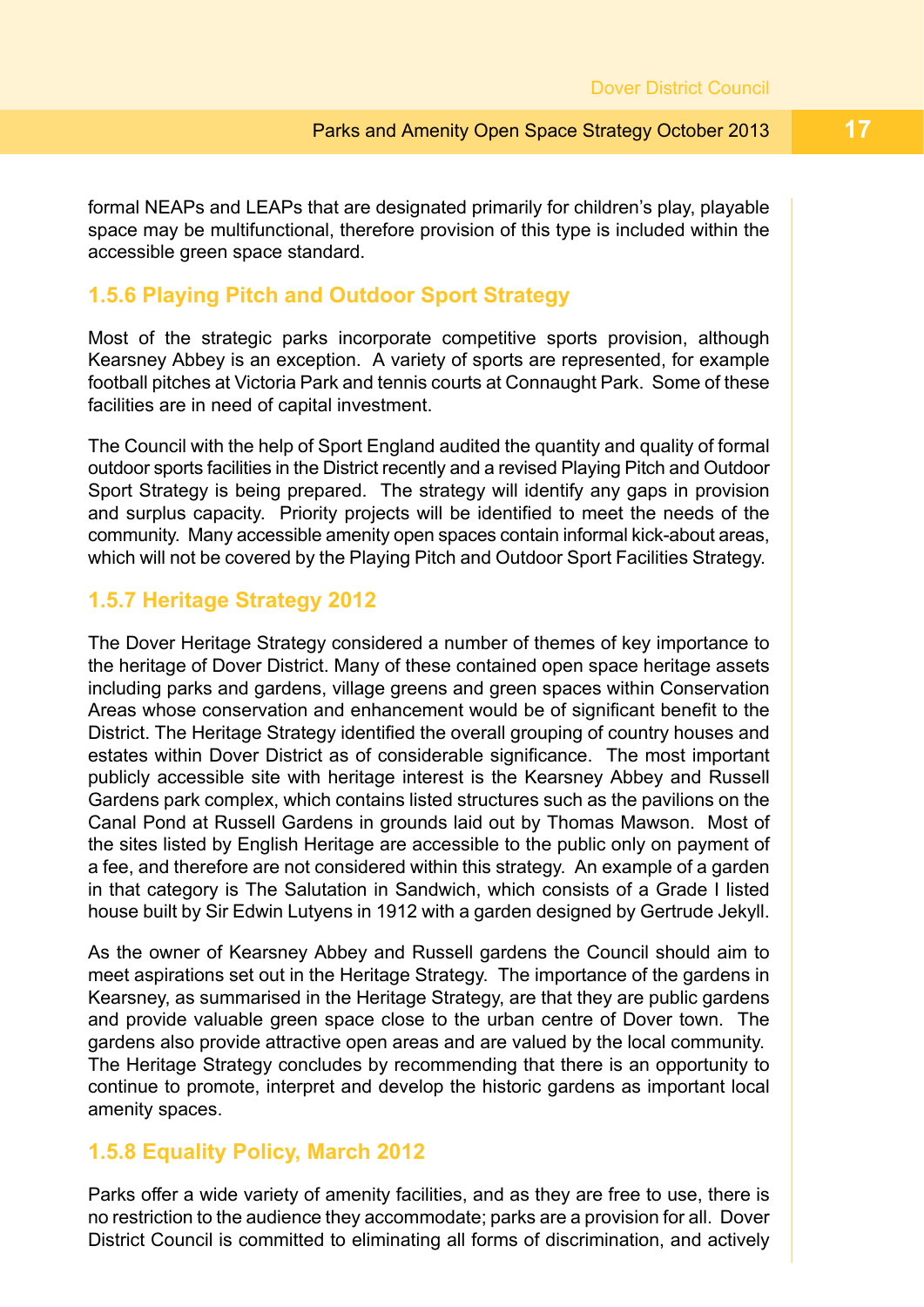formal NEAPs and LEAPs that are designated primarily for children's play, playable space may be multifunctional, therefore provision of this type is included within the accessible green space standard.

### 1.5.6 Playing Pitch and Outdoor Sport Strategy

Most of the strategic parks incorporate competitive sports provision, although Kearsney Abbey is an exception. A variety of sports are represented, for example football pitches at Victoria Park and tennis courts at Connaught Park. Some of these facilities are in need of capital investment.

The Council with the help of Sport England audited the quantity and quality of formal outdoor sports facilities in the District recently and a revised Playing Pitch and Outdoor Sport Strategy is being prepared. The strategy will identify any gaps in provision and surplus capacity. Priority projects will be identified to meet the needs of the community. Many accessible amenity open spaces contain informal kick-about areas, which will not be covered by the Playing Pitch and Outdoor Sport Facilities Strategy.

### 1.5.7 Heritage Strategy 2012

The Dover Heritage Strategy considered a number of themes of key importance to the heritage of Dover District. Many of these contained open space heritage assets including parks and gardens, village greens and green spaces within Conservation Areas whose conservation and enhancement would be of significant benefit to the District. The Heritage Strategy identified the overall grouping of country houses and estates within Dover District as of considerable significance. The most important publicly accessible site with heritage interest is the Kearsney Abbey and Russell Gardens park complex, which contains listed structures such as the pavilions on the Canal Pond at Russell Gardens in grounds laid out by Thomas Mawson. Most of the sites listed by English Heritage are accessible to the public only on payment of a fee, and therefore are not considered within this strategy. An example of a garden in that category is The Salutation in Sandwich, which consists of a Grade I listed house built by Sir Edwin Lutyens in 1912 with a garden designed by Gertrude Jekyll.

As the owner of Kearsney Abbey and Russell gardens the Council should aim to meet aspirations set out in the Heritage Strategy. The importance of the gardens in Kearsney, as summarised in the Heritage Strategy, are that they are public gardens and provide valuable green space close to the urban centre of Dover town. The gardens also provide attractive open areas and are valued by the local community. The Heritage Strategy concludes by recommending that there is an opportunity to continue to promote, interpret and develop the historic gardens as important local amenity spaces.

### 1.5.8 Equality Policy, March 2012

Parks offer a wide variety of amenity facilities, and as they are free to use, there is no restriction to the audience they accommodate; parks are a provision for all. Dover District Council is committed to eliminating all forms of discrimination, and actively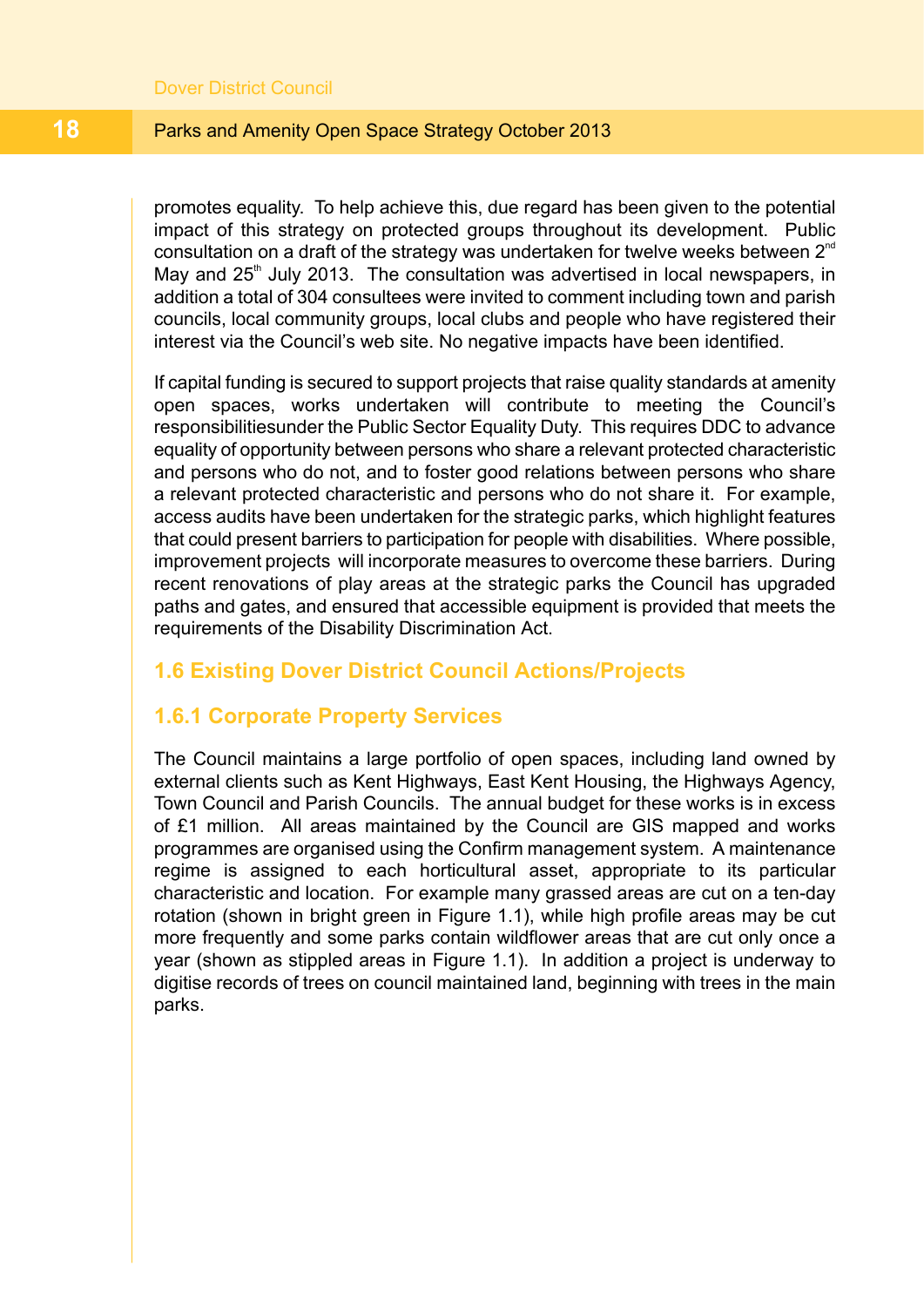promotes equality. To help achieve this, due regard has been given to the potential impact of this strategy on protected groups throughout its development. Public consultation on a draft of the strategy was undertaken for twelve weeks between 2nd May and 25th July 2013. The consultation was advertised in local newspapers, in addition a total of 304 consultees were invited to comment including town and parish councils, local community groups, local clubs and people who have registered their interest via the Council's web site. No negative impacts have been identified.

If capital funding is secured to support projects that raise quality standards at amenity open spaces, works undertaken will contribute to meeting the Council's responsibilitiesunder the Public Sector Equality Duty. This requires DDC to advance equality of opportunity between persons who share a relevant protected characteristic and persons who do not, and to foster good relations between persons who share a relevant protected characteristic and persons who do not share it. For example, access audits have been undertaken for the strategic parks, which highlight features that could present barriers to participation for people with disabilities. Where possible, improvement projects will incorporate measures to overcome these barriers. During recent renovations of play areas at the strategic parks the Council has upgraded paths and gates, and ensured that accessible equipment is provided that meets the requirements of the Disability Discrimination Act.

## 1.6 Existing Dover District Council Actions/Projects

### 1.6.1 Corporate Property Services

The Council maintains a large portfolio of open spaces, including land owned by external clients such as Kent Highways, East Kent Housing, the Highways Agency, Town Council and Parish Councils. The annual budget for these works is in excess of £1 million. All areas maintained by the Council are GIS mapped and works programmes are organised using the Confirm management system. A maintenance regime is assigned to each horticultural asset, appropriate to its particular characteristic and location. For example many grassed areas are cut on a ten-day rotation (shown in bright green in Figure 1.1), while high profile areas may be cut more frequently and some parks contain wildflower areas that are cut only once a year (shown as stippled areas in Figure 1.1). In addition a project is underway to digitise records of trees on council maintained land, beginning with trees in the main parks.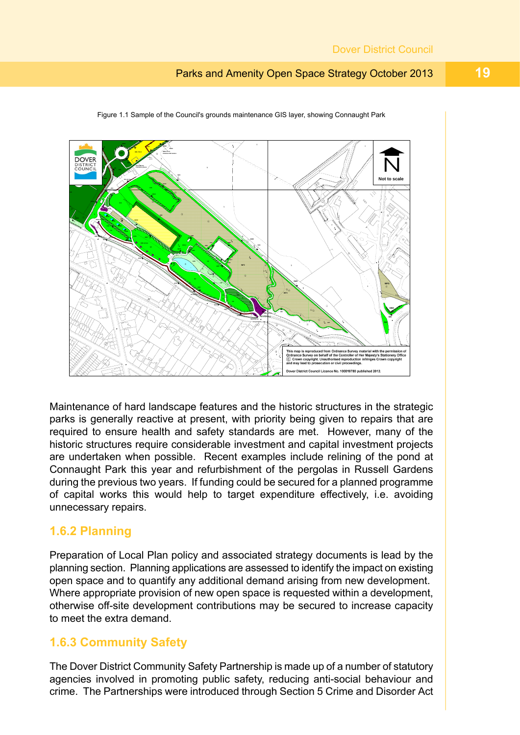Figure 1.1 Sample of the Council's grounds maintenance GIS layer, showing Connaught Park

Maintenance of hard landscape features and the historic structures in the strategic parks is generally reactive at present, with priority being given to repairs that are required to ensure health and safety standards are met. However, many of the historic structures require considerable investment and capital investment projects are undertaken when possible. Recent examples include relining of the pond at Connaught Park this year and refurbishment of the pergolas in Russell Gardens during the previous two years. If funding could be secured for a planned programme of capital works this would help to target expenditure effectively, i.e. avoiding unnecessary repairs.

### 1.6.2 Planning

Preparation of Local Plan policy and associated strategy documents is lead by the planning section. Planning applications are assessed to identify the impact on existing open space and to quantify any additional demand arising from new development. Where appropriate provision of new open space is requested within a development, otherwise off-site development contributions may be secured to increase capacity to meet the extra demand.

### 1.6.3 Community Safety

The Dover District Community Safety Partnership is made up of a number of statutory agencies involved in promoting public safety, reducing anti-social behaviour and crime. The Partnerships were introduced through Section 5 Crime and Disorder Act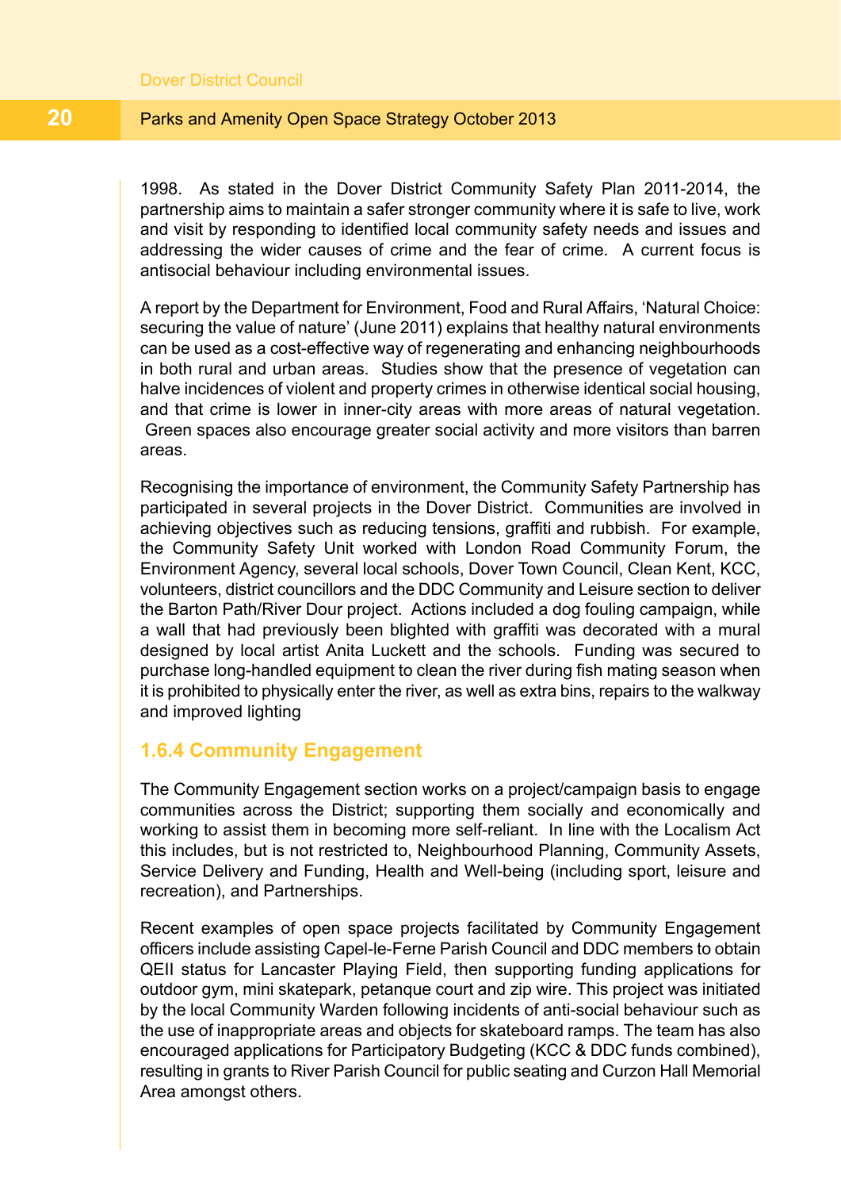1998. As stated in the Dover District Community Safety Plan 2011-2014, the partnership aims to maintain a safer stronger community where it is safe to live, work and visit by responding to identified local community safety needs and issues and addressing the wider causes of crime and the fear of crime. A current focus is antisocial behaviour including environmental issues.

A report by the Department for Environment, Food and Rural Affairs, 'Natural Choice: securing the value of nature' (June 2011) explains that healthy natural environments can be used as a cost-effective way of regenerating and enhancing neighbourhoods in both rural and urban areas. Studies show that the presence of vegetation can halve incidences of violent and property crimes in otherwise identical social housing, and that crime is lower in inner-city areas with more areas of natural vegetation. Green spaces also encourage greater social activity and more visitors than barren areas.

Recognising the importance of environment, the Community Safety Partnership has participated in several projects in the Dover District. Communities are involved in achieving objectives such as reducing tensions, graffiti and rubbish. For example, the Community Safety Unit worked with London Road Community Forum, the Environment Agency, several local schools, Dover Town Council, Clean Kent, KCC, volunteers, district councillors and the DDC Community and Leisure section to deliver the Barton Path/River Dour project. Actions included a dog fouling campaign, while a wall that had previously been blighted with graffiti was decorated with a mural designed by local artist Anita Luckett and the schools. Funding was secured to purchase long-handled equipment to clean the river during fish mating season when it is prohibited to physically enter the river, as well as extra bins, repairs to the walkway and improved lighting

### 1.6.4 Community Engagement

The Community Engagement section works on a project/campaign basis to engage communities across the District; supporting them socially and economically and working to assist them in becoming more self-reliant. In line with the Localism Act this includes, but is not restricted to, Neighbourhood Planning, Community Assets, Service Delivery and Funding, Health and Well-being (including sport, leisure and recreation), and Partnerships.

Recent examples of open space projects facilitated by Community Engagement officers include assisting Capel-le-Ferne Parish Council and DDC members to obtain QEII status for Lancaster Playing Field, then supporting funding applications for outdoor gym, mini skatepark, petanque court and zip wire. This project was initiated by the local Community Warden following incidents of anti-social behaviour such as the use of inappropriate areas and objects for skateboard ramps. The team has also encouraged applications for Participatory Budgeting (KCC & DDC funds combined), resulting in grants to River Parish Council for public seating and Curzon Hall Memorial Area amongst others.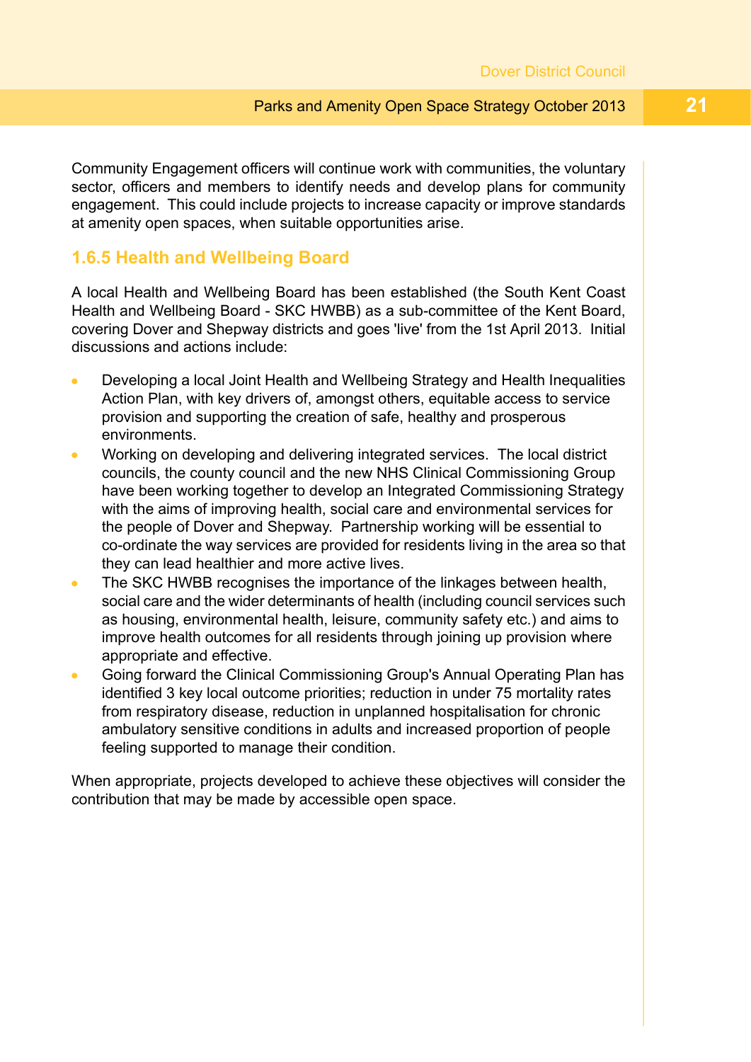Community Engagement officers will continue work with communities, the voluntary sector, officers and members to identify needs and develop plans for community engagement. This could include projects to increase capacity or improve standards at amenity open spaces, when suitable opportunities arise.

### 1.6.5 Health and Wellbeing Board

A local Health and Wellbeing Board has been established (the South Kent Coast Health and Wellbeing Board - SKC HWBB) as a sub-committee of the Kent Board, covering Dover and Shepway districts and goes 'live' from the 1st April 2013. Initial discussions and actions include:

- Developing a local Joint Health and Wellbeing Strategy and Health Inequalities Action Plan, with key drivers of, amongst others, equitable access to service provision and supporting the creation of safe, healthy and prosperous environments.
- Working on developing and delivering integrated services. The local district councils, the county council and the new NHS Clinical Commissioning Group have been working together to develop an Integrated Commissioning Strategy with the aims of improving health, social care and environmental services for the people of Dover and Shepway. Partnership working will be essential to co-ordinate the way services are provided for residents living in the area so that they can lead healthier and more active lives.
- The SKC HWBB recognises the importance of the linkages between health, social care and the wider determinants of health (including council services such as housing, environmental health, leisure, community safety etc.) and aims to improve health outcomes for all residents through joining up provision where appropriate and effective.
- Going forward the Clinical Commissioning Group's Annual Operating Plan has identified 3 key local outcome priorities; reduction in under 75 mortality rates from respiratory disease, reduction in unplanned hospitalisation for chronic ambulatory sensitive conditions in adults and increased proportion of people feeling supported to manage their condition.

When appropriate, projects developed to achieve these objectives will consider the contribution that may be made by accessible open space.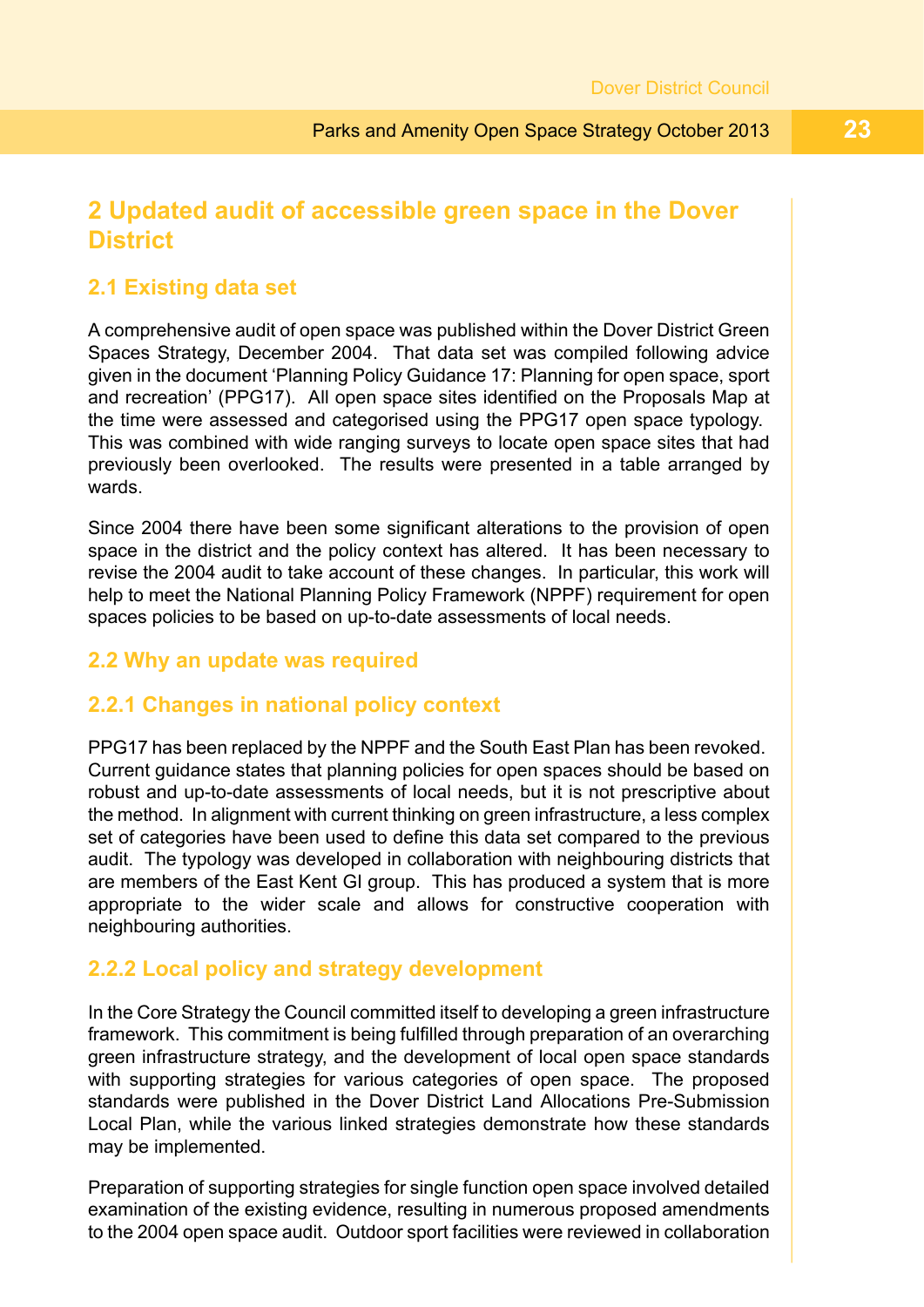# 2 Updated audit of accessible green space in the Dover District

## 2.1 Existing data set

A comprehensive audit of open space was published within the Dover District Green Spaces Strategy, December 2004. That data set was compiled following advice given in the document 'Planning Policy Guidance 17: Planning for open space, sport and recreation' (PPG17). All open space sites identified on the Proposals Map at the time were assessed and categorised using the PPG17 open space typology. This was combined with wide ranging surveys to locate open space sites that had previously been overlooked. The results were presented in a table arranged by wards.

Since 2004 there have been some significant alterations to the provision of open space in the district and the policy context has altered. It has been necessary to revise the 2004 audit to take account of these changes. In particular, this work will help to meet the National Planning Policy Framework (NPPF) requirement for open spaces policies to be based on up-to-date assessments of local needs.

## 2.2 Why an update was required

### 2.2.1 Changes in national policy context

PPG17 has been replaced by the NPPF and the South East Plan has been revoked. Current guidance states that planning policies for open spaces should be based on robust and up-to-date assessments of local needs, but it is not prescriptive about the method. In alignment with current thinking on green infrastructure, a less complex set of categories have been used to define this data set compared to the previous audit. The typology was developed in collaboration with neighbouring districts that are members of the East Kent GI group. This has produced a system that is more appropriate to the wider scale and allows for constructive cooperation with neighbouring authorities.

### 2.2.2 Local policy and strategy development

In the Core Strategy the Council committed itself to developing a green infrastructure framework. This commitment is being fulfilled through preparation of an overarching green infrastructure strategy, and the development of local open space standards with supporting strategies for various categories of open space. The proposed standards were published in the Dover District Land Allocations Pre-Submission Local Plan, while the various linked strategies demonstrate how these standards may be implemented.

Preparation of supporting strategies for single function open space involved detailed examination of the existing evidence, resulting in numerous proposed amendments to the 2004 open space audit. Outdoor sport facilities were reviewed in collaboration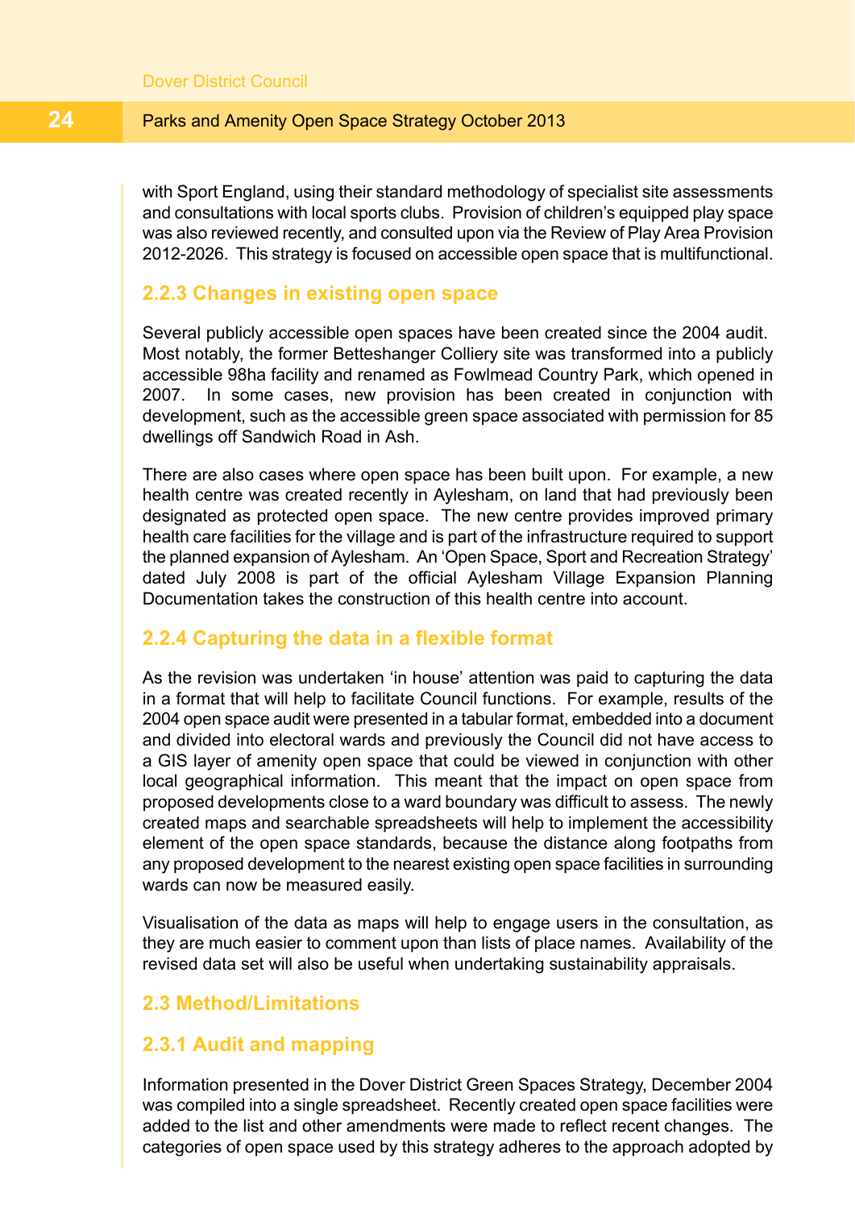with Sport England, using their standard methodology of specialist site assessments and consultations with local sports clubs. Provision of children's equipped play space was also reviewed recently, and consulted upon via the Review of Play Area Provision 2012-2026. This strategy is focused on accessible open space that is multifunctional.

### 2.2.3 Changes in existing open space

Several publicly accessible open spaces have been created since the 2004 audit. Most notably, the former Betteshanger Colliery site was transformed into a publicly accessible 98ha facility and renamed as Fowlmead Country Park, which opened in 2007. In some cases, new provision has been created in conjunction with development, such as the accessible green space associated with permission for 85 dwellings off Sandwich Road in Ash.

There are also cases where open space has been built upon. For example, a new health centre was created recently in Aylesham, on land that had previously been designated as protected open space. The new centre provides improved primary health care facilities for the village and is part of the infrastructure required to support the planned expansion of Aylesham. An 'Open Space, Sport and Recreation Strategy' dated July 2008 is part of the official Aylesham Village Expansion Planning Documentation takes the construction of this health centre into account.

### 2.2.4 Capturing the data in a flexible format

As the revision was undertaken 'in house' attention was paid to capturing the data in a format that will help to facilitate Council functions. For example, results of the 2004 open space audit were presented in a tabular format, embedded into a document and divided into electoral wards and previously the Council did not have access to a GIS layer of amenity open space that could be viewed in conjunction with other local geographical information. This meant that the impact on open space from proposed developments close to a ward boundary was difficult to assess. The newly created maps and searchable spreadsheets will help to implement the accessibility element of the open space standards, because the distance along footpaths from any proposed development to the nearest existing open space facilities in surrounding wards can now be measured easily.

Visualisation of the data as maps will help to engage users in the consultation, as they are much easier to comment upon than lists of place names. Availability of the revised data set will also be useful when undertaking sustainability appraisals.

## 2.3 Method/Limitations

### 2.3.1 Audit and mapping

Information presented in the Dover District Green Spaces Strategy, December 2004 was compiled into a single spreadsheet. Recently created open space facilities were added to the list and other amendments were made to reflect recent changes. The categories of open space used by this strategy adheres to the approach adopted by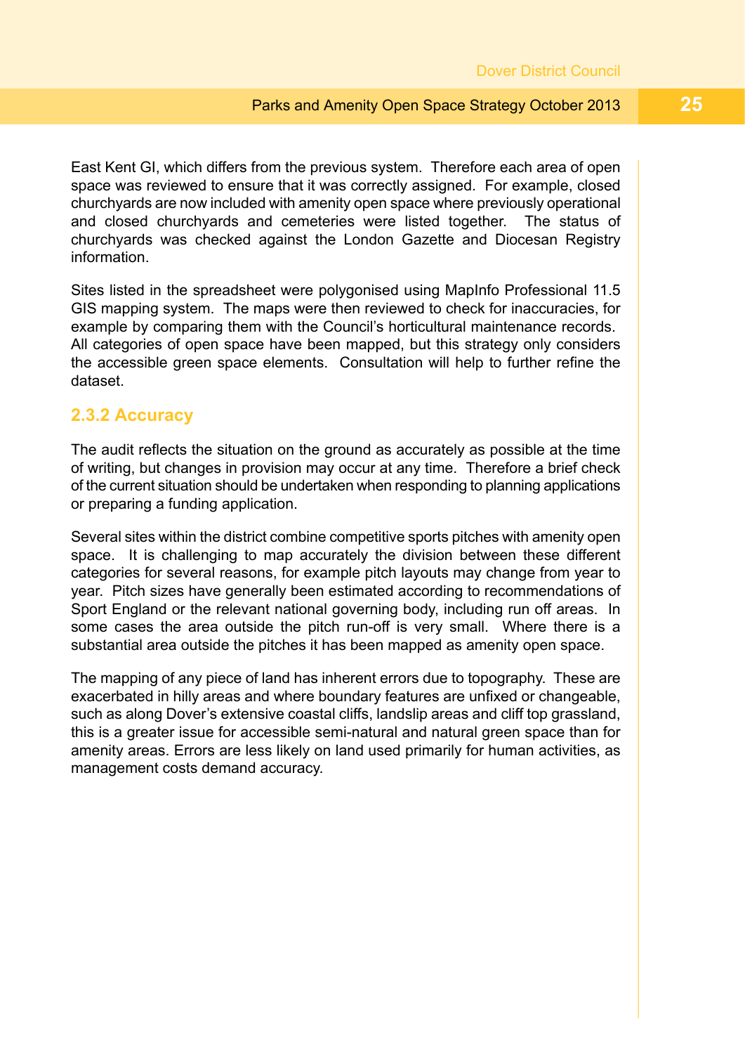East Kent GI, which differs from the previous system. Therefore each area of open space was reviewed to ensure that it was correctly assigned. For example, closed churchyards are now included with amenity open space where previously operational and closed churchyards and cemeteries were listed together. The status of churchyards was checked against the London Gazette and Diocesan Registry information.

Sites listed in the spreadsheet were polygonised using MapInfo Professional 11.5 GIS mapping system. The maps were then reviewed to check for inaccuracies, for example by comparing them with the Council's horticultural maintenance records. All categories of open space have been mapped, but this strategy only considers the accessible green space elements. Consultation will help to further refine the dataset.

### 2.3.2 Accuracy

The audit reflects the situation on the ground as accurately as possible at the time of writing, but changes in provision may occur at any time. Therefore a brief check of the current situation should be undertaken when responding to planning applications or preparing a funding application.

Several sites within the district combine competitive sports pitches with amenity open space. It is challenging to map accurately the division between these different categories for several reasons, for example pitch layouts may change from year to year. Pitch sizes have generally been estimated according to recommendations of Sport England or the relevant national governing body, including run off areas. In some cases the area outside the pitch run-off is very small. Where there is a substantial area outside the pitches it has been mapped as amenity open space.

The mapping of any piece of land has inherent errors due to topography. These are exacerbated in hilly areas and where boundary features are unfixed or changeable, such as along Dover's extensive coastal cliffs, landslip areas and cliff top grassland, this is a greater issue for accessible semi-natural and natural green space than for amenity areas. Errors are less likely on land used primarily for human activities, as management costs demand accuracy.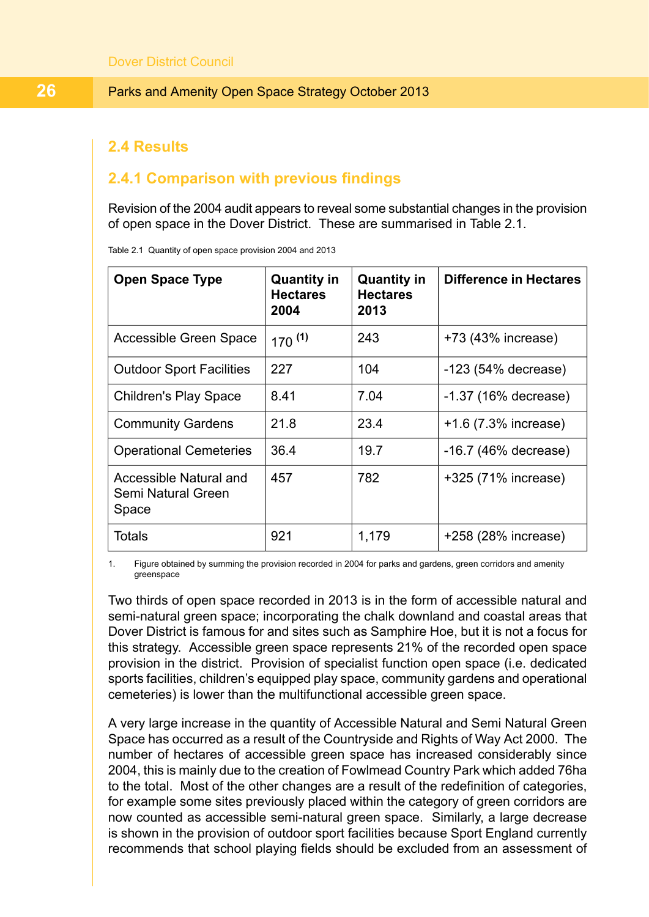## 2.4 Results

### 2.4.1 Comparison with previous findings

Revision of the 2004 audit appears to reveal some substantial changes in the provision of open space in the Dover District. These are summarised in Table 2.1.

Table 2.1 Quantity of open space provision 2004 and 2013

| Open Space Type | Quantity in Hectares 2004 | Quantity in Hectares 2013 | Difference in Hectares |
|---|---|---|---|
| Accessible Green Space | 170 [(1)] | 243 | +73 (43% increase) |
| Outdoor Sport Facilities | 227 | 104 | -123 (54% decrease) |
| Children's Play Space | 8.41 | 7.04 | -1.37 (16% decrease) |
| Community Gardens | 21.8 | 23.4 | +1.6 (7.3% increase) |
| Operational Cemeteries | 36.4 | 19.7 | -16.7 (46% decrease) |
| Accessible Natural and Semi Natural Green Space | 457 | 782 | +325 (71% increase) |
| Totals | 921 | 1,179 | +258 (28% increase) |

1. Figure obtained by summing the provision recorded in 2004 for parks and gardens, green corridors and amenity greenspace

Two thirds of open space recorded in 2013 is in the form of accessible natural and semi-natural green space; incorporating the chalk downland and coastal areas that Dover District is famous for and sites such as Samphire Hoe, but it is not a focus for this strategy. Accessible green space represents 21% of the recorded open space provision in the district. Provision of specialist function open space (i.e. dedicated sports facilities, children's equipped play space, community gardens and operational cemeteries) is lower than the multifunctional accessible green space.

A very large increase in the quantity of Accessible Natural and Semi Natural Green Space has occurred as a result of the Countryside and Rights of Way Act 2000. The number of hectares of accessible green space has increased considerably since 2004, this is mainly due to the creation of Fowlmead Country Park which added 76ha to the total. Most of the other changes are a result of the redefinition of categories, for example some sites previously placed within the category of green corridors are now counted as accessible semi-natural green space. Similarly, a large decrease is shown in the provision of outdoor sport facilities because Sport England currently recommends that school playing fields should be excluded from an assessment of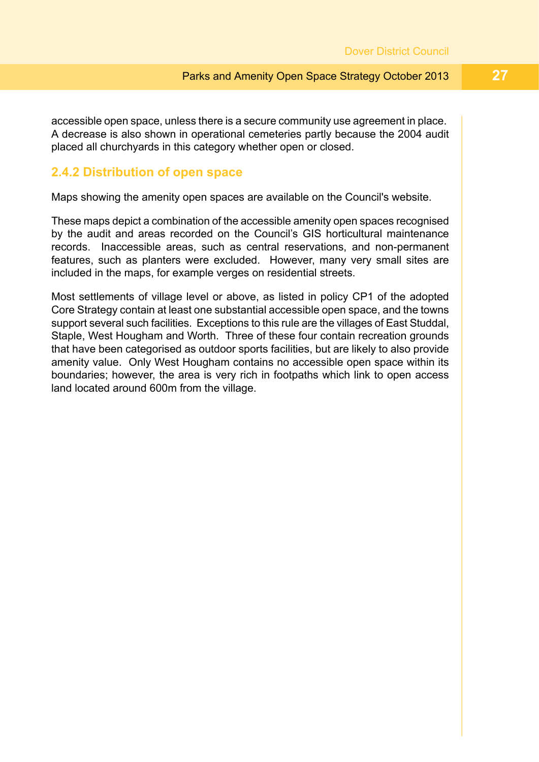accessible open space, unless there is a secure community use agreement in place. A decrease is also shown in operational cemeteries partly because the 2004 audit placed all churchyards in this category whether open or closed.

### 2.4.2 Distribution of open space

Maps showing the amenity open spaces are available on the Council's website.

These maps depict a combination of the accessible amenity open spaces recognised by the audit and areas recorded on the Council's GIS horticultural maintenance records. Inaccessible areas, such as central reservations, and non-permanent features, such as planters were excluded. However, many very small sites are included in the maps, for example verges on residential streets.

Most settlements of village level or above, as listed in policy CP1 of the adopted Core Strategy contain at least one substantial accessible open space, and the towns support several such facilities. Exceptions to this rule are the villages of East Studdal, Staple, West Hougham and Worth. Three of these four contain recreation grounds that have been categorised as outdoor sports facilities, but are likely to also provide amenity value. Only West Hougham contains no accessible open space within its boundaries; however, the area is very rich in footpaths which link to open access land located around 600m from the village.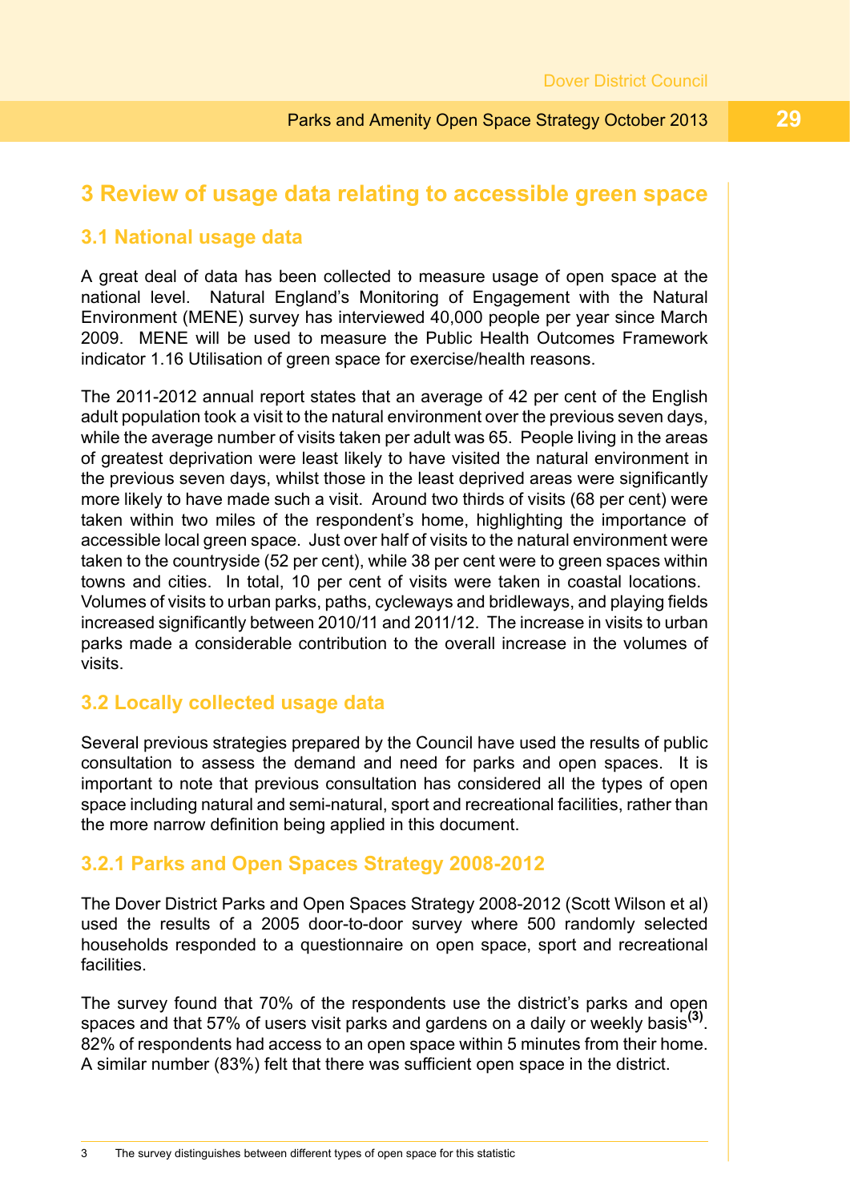# 3 Review of usage data relating to accessible green space

## 3.1 National usage data

A great deal of data has been collected to measure usage of open space at the national level. Natural England's Monitoring of Engagement with the Natural Environment (MENE) survey has interviewed 40,000 people per year since March 2009. MENE will be used to measure the Public Health Outcomes Framework indicator 1.16 Utilisation of green space for exercise/health reasons.

The 2011-2012 annual report states that an average of 42 per cent of the English adult population took a visit to the natural environment over the previous seven days, while the average number of visits taken per adult was 65. People living in the areas of greatest deprivation were least likely to have visited the natural environment in the previous seven days, whilst those in the least deprived areas were significantly more likely to have made such a visit. Around two thirds of visits (68 per cent) were taken within two miles of the respondent's home, highlighting the importance of accessible local green space. Just over half of visits to the natural environment were taken to the countryside (52 per cent), while 38 per cent were to green spaces within towns and cities. In total, 10 per cent of visits were taken in coastal locations. Volumes of visits to urban parks, paths, cycleways and bridleways, and playing fields increased significantly between 2010/11 and 2011/12. The increase in visits to urban parks made a considerable contribution to the overall increase in the volumes of visits.

## 3.2 Locally collected usage data

Several previous strategies prepared by the Council have used the results of public consultation to assess the demand and need for parks and open spaces. It is important to note that previous consultation has considered all the types of open space including natural and semi-natural, sport and recreational facilities, rather than the more narrow definition being applied in this document.

### 3.2.1 Parks and Open Spaces Strategy 2008-2012

The Dover District Parks and Open Spaces Strategy 2008-2012 (Scott Wilson et al) used the results of a 2005 door-to-door survey where 500 randomly selected households responded to a questionnaire on open space, sport and recreational facilities.

The survey found that 70% of the respondents use the district's parks and open spaces and that 57% of users visit parks and gardens on a daily or weekly basis[3]. 82% of respondents had access to an open space within 5 minutes from their home. A similar number (83%) felt that there was sufficient open space in the district.

3 The survey distinguishes between different types of open space for this statistic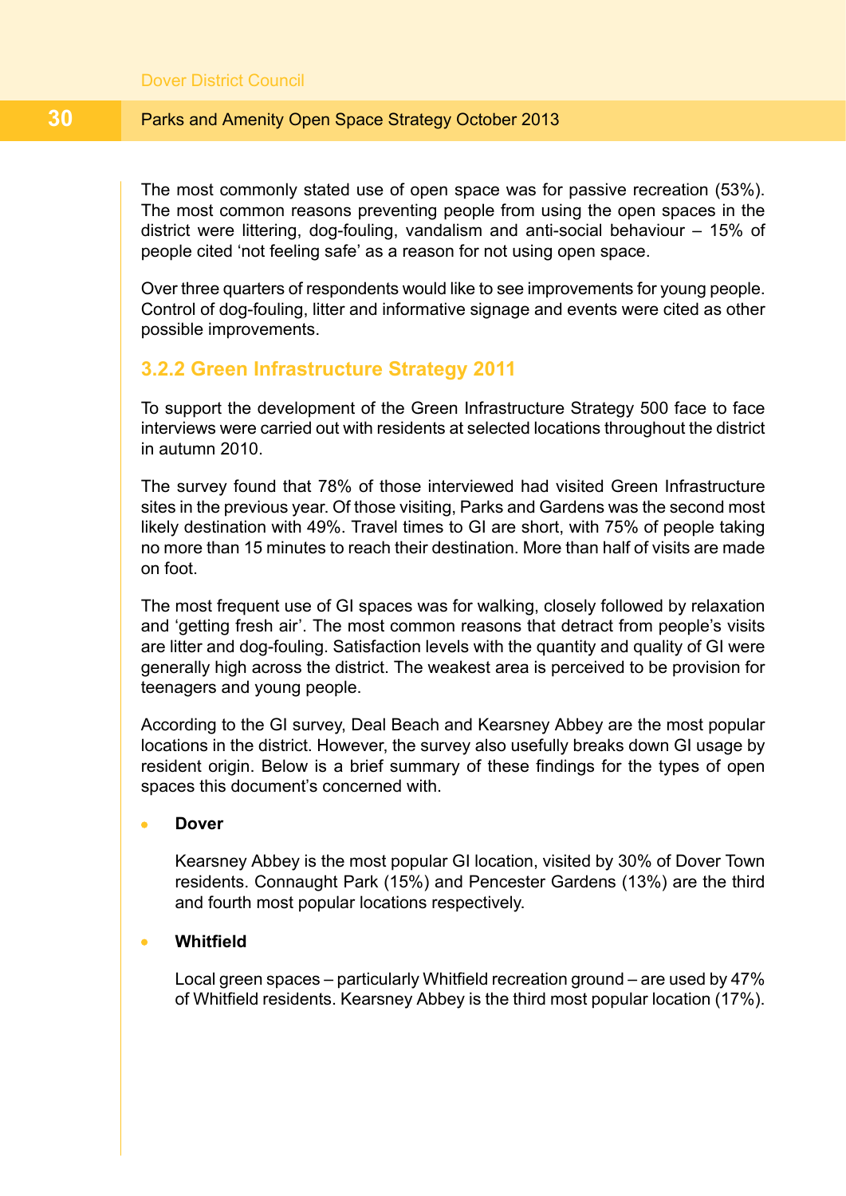The most commonly stated use of open space was for passive recreation (53%). The most common reasons preventing people from using the open spaces in the district were littering, dog-fouling, vandalism and anti-social behaviour – 15% of people cited 'not feeling safe' as a reason for not using open space.

Over three quarters of respondents would like to see improvements for young people. Control of dog-fouling, litter and informative signage and events were cited as other possible improvements.

### 3.2.2 Green Infrastructure Strategy 2011

To support the development of the Green Infrastructure Strategy 500 face to face interviews were carried out with residents at selected locations throughout the district in autumn 2010.

The survey found that 78% of those interviewed had visited Green Infrastructure sites in the previous year. Of those visiting, Parks and Gardens was the second most likely destination with 49%. Travel times to GI are short, with 75% of people taking no more than 15 minutes to reach their destination. More than half of visits are made on foot.

The most frequent use of GI spaces was for walking, closely followed by relaxation and 'getting fresh air'. The most common reasons that detract from people's visits are litter and dog-fouling. Satisfaction levels with the quantity and quality of GI were generally high across the district. The weakest area is perceived to be provision for teenagers and young people.

According to the GI survey, Deal Beach and Kearsney Abbey are the most popular locations in the district. However, the survey also usefully breaks down GI usage by resident origin. Below is a brief summary of these findings for the types of open spaces this document's concerned with.

- **Dover**

  Kearsney Abbey is the most popular GI location, visited by 30% of Dover Town residents. Connaught Park (15%) and Pencester Gardens (13%) are the third and fourth most popular locations respectively.

- **Whitfield**

  Local green spaces – particularly Whitfield recreation ground – are used by 47% of Whitfield residents. Kearsney Abbey is the third most popular location (17%).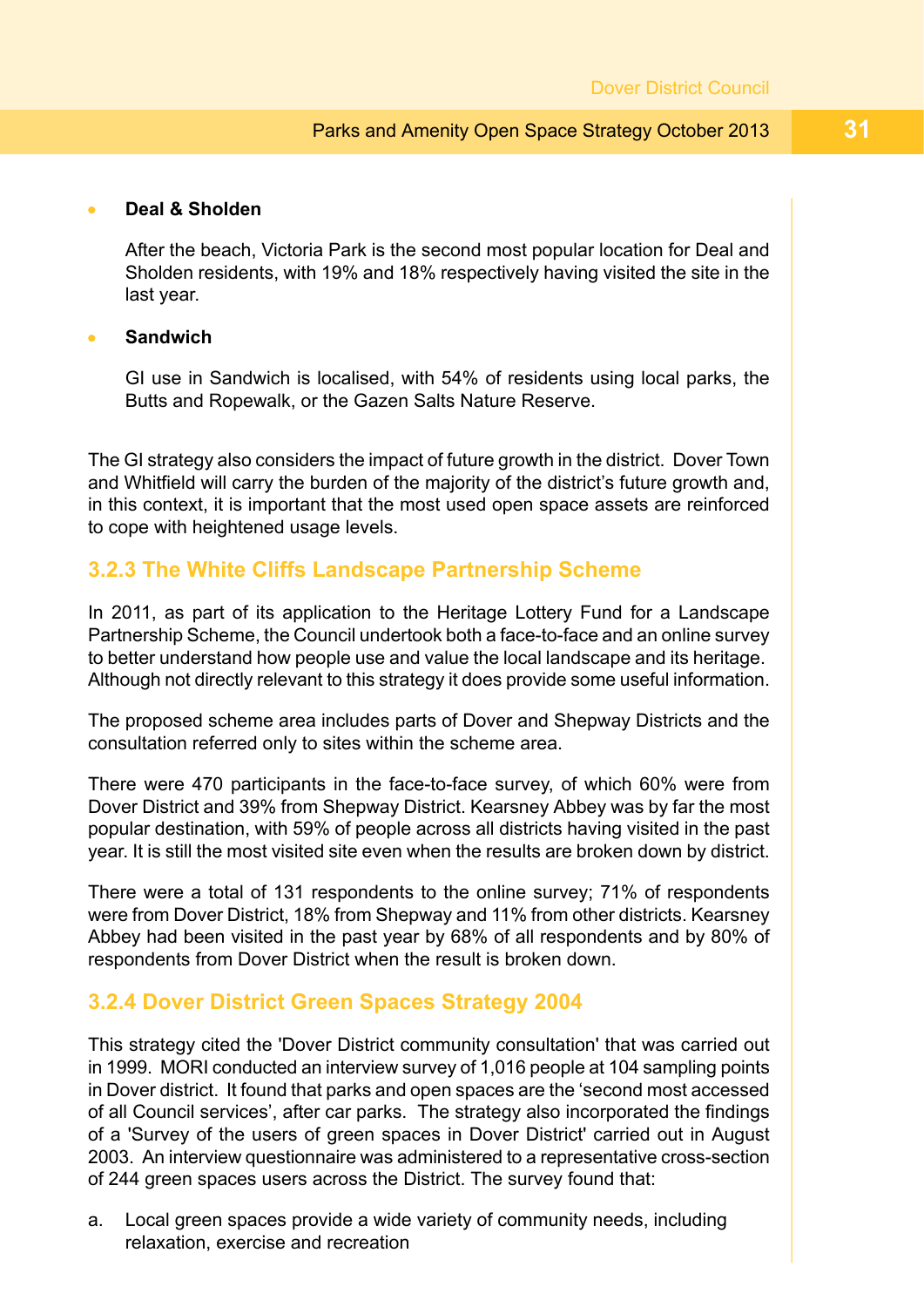- **Deal & Sholden**

  After the beach, Victoria Park is the second most popular location for Deal and Sholden residents, with 19% and 18% respectively having visited the site in the last year.

- **Sandwich**

  GI use in Sandwich is localised, with 54% of residents using local parks, the Butts and Ropewalk, or the Gazen Salts Nature Reserve.

The GI strategy also considers the impact of future growth in the district. Dover Town and Whitfield will carry the burden of the majority of the district's future growth and, in this context, it is important that the most used open space assets are reinforced to cope with heightened usage levels.

### 3.2.3 The White Cliffs Landscape Partnership Scheme

In 2011, as part of its application to the Heritage Lottery Fund for a Landscape Partnership Scheme, the Council undertook both a face-to-face and an online survey to better understand how people use and value the local landscape and its heritage. Although not directly relevant to this strategy it does provide some useful information.

The proposed scheme area includes parts of Dover and Shepway Districts and the consultation referred only to sites within the scheme area.

There were 470 participants in the face-to-face survey, of which 60% were from Dover District and 39% from Shepway District. Kearsney Abbey was by far the most popular destination, with 59% of people across all districts having visited in the past year. It is still the most visited site even when the results are broken down by district.

There were a total of 131 respondents to the online survey; 71% of respondents were from Dover District, 18% from Shepway and 11% from other districts. Kearsney Abbey had been visited in the past year by 68% of all respondents and by 80% of respondents from Dover District when the result is broken down.

### 3.2.4 Dover District Green Spaces Strategy 2004

This strategy cited the 'Dover District community consultation' that was carried out in 1999. MORI conducted an interview survey of 1,016 people at 104 sampling points in Dover district. It found that parks and open spaces are the 'second most accessed of all Council services', after car parks. The strategy also incorporated the findings of a 'Survey of the users of green spaces in Dover District' carried out in August 2003. An interview questionnaire was administered to a representative cross-section of 244 green spaces users across the District. The survey found that:

a. Local green spaces provide a wide variety of community needs, including relaxation, exercise and recreation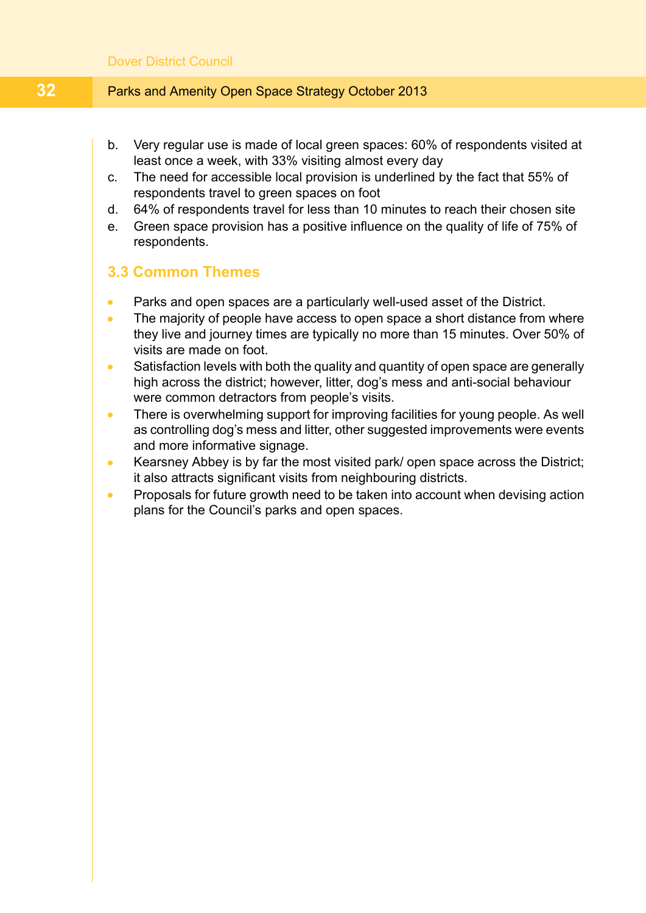b. Very regular use is made of local green spaces: 60% of respondents visited at least once a week, with 33% visiting almost every day
c. The need for accessible local provision is underlined by the fact that 55% of respondents travel to green spaces on foot
d. 64% of respondents travel for less than 10 minutes to reach their chosen site
e. Green space provision has a positive influence on the quality of life of 75% of respondents.

## 3.3 Common Themes

- Parks and open spaces are a particularly well-used asset of the District.
- The majority of people have access to open space a short distance from where they live and journey times are typically no more than 15 minutes. Over 50% of visits are made on foot.
- Satisfaction levels with both the quality and quantity of open space are generally high across the district; however, litter, dog's mess and anti-social behaviour were common detractors from people's visits.
- There is overwhelming support for improving facilities for young people. As well as controlling dog's mess and litter, other suggested improvements were events and more informative signage.
- Kearsney Abbey is by far the most visited park/ open space across the District; it also attracts significant visits from neighbouring districts.
- Proposals for future growth need to be taken into account when devising action plans for the Council's parks and open spaces.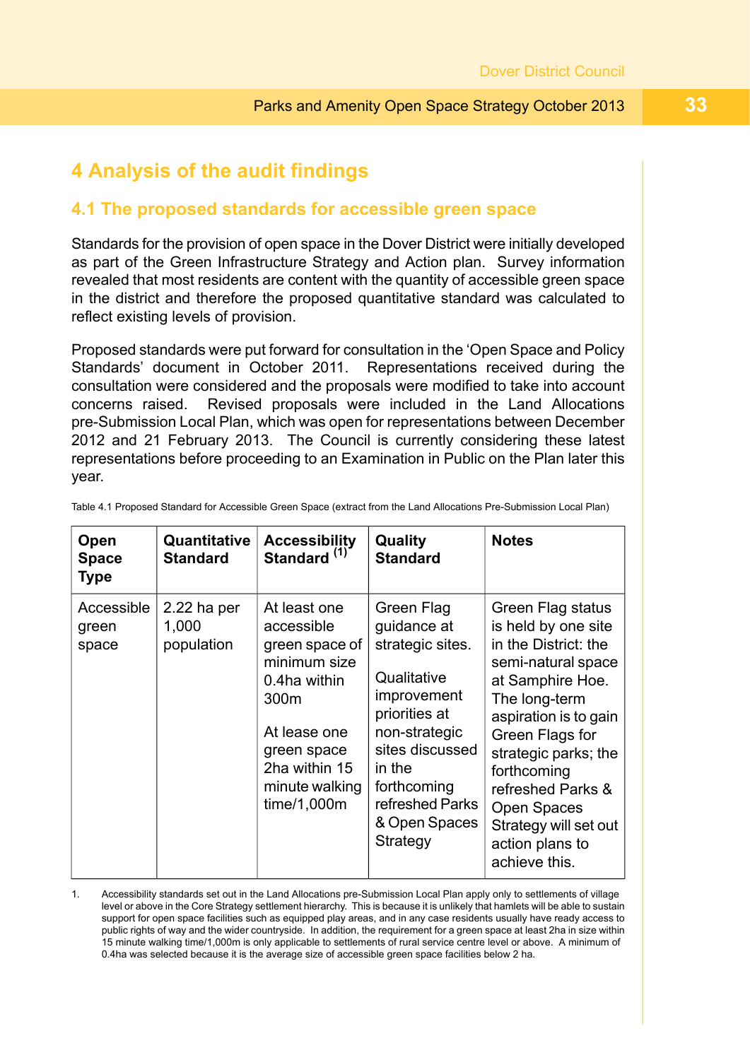# 4 Analysis of the audit findings

## 4.1 The proposed standards for accessible green space

Standards for the provision of open space in the Dover District were initially developed as part of the Green Infrastructure Strategy and Action plan. Survey information revealed that most residents are content with the quantity of accessible green space in the district and therefore the proposed quantitative standard was calculated to reflect existing levels of provision.

Proposed standards were put forward for consultation in the 'Open Space and Policy Standards' document in October 2011. Representations received during the consultation were considered and the proposals were modified to take into account concerns raised. Revised proposals were included in the Land Allocations pre-Submission Local Plan, which was open for representations between December 2012 and 21 February 2013. The Council is currently considering these latest representations before proceeding to an Examination in Public on the Plan later this year.

Table 4.1 Proposed Standard for Accessible Green Space (extract from the Land Allocations Pre-Submission Local Plan)

| Open Space Type | Quantitative Standard | Accessibility Standard [1] | Quality Standard | Notes |
|---|---|---|---|---|
| Accessible green space | 2.22 ha per 1,000 population | At least one accessible green space of minimum size 0.4ha within 300m<br><br>At lease one green space 2ha within 15 minute walking time/1,000m | Green Flag guidance at strategic sites.<br><br>Qualitative improvement priorities at non-strategic sites discussed in the forthcoming refreshed Parks & Open Spaces Strategy | Green Flag status is held by one site in the District: the semi-natural space at Samphire Hoe. The long-term aspiration is to gain Green Flags for strategic parks; the forthcoming refreshed Parks & Open Spaces Strategy will set out action plans to achieve this. |

1. Accessibility standards set out in the Land Allocations pre-Submission Local Plan apply only to settlements of village level or above in the Core Strategy settlement hierarchy. This is because it is unlikely that hamlets will be able to sustain support for open space facilities such as equipped play areas, and in any case residents usually have ready access to public rights of way and the wider countryside. In addition, the requirement for a green space at least 2ha in size within 15 minute walking time/1,000m is only applicable to settlements of rural service centre level or above. A minimum of 0.4ha was selected because it is the average size of accessible green space facilities below 2 ha.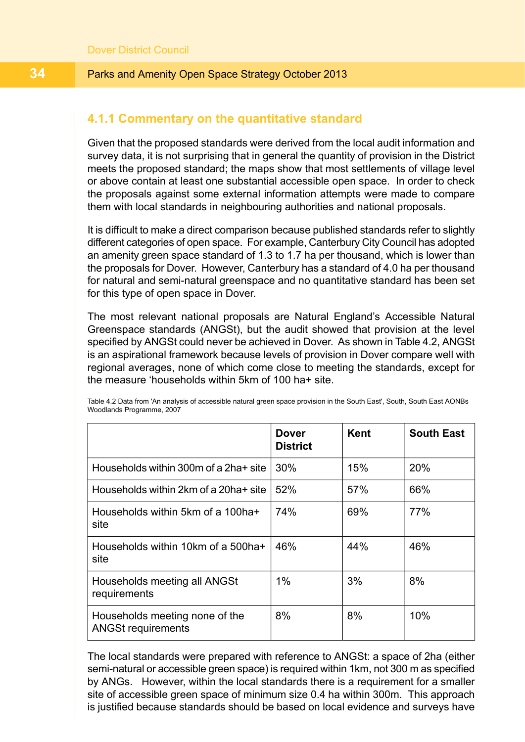### 4.1.1 Commentary on the quantitative standard

Given that the proposed standards were derived from the local audit information and survey data, it is not surprising that in general the quantity of provision in the District meets the proposed standard; the maps show that most settlements of village level or above contain at least one substantial accessible open space. In order to check the proposals against some external information attempts were made to compare them with local standards in neighbouring authorities and national proposals.

It is difficult to make a direct comparison because published standards refer to slightly different categories of open space. For example, Canterbury City Council has adopted an amenity green space standard of 1.3 to 1.7 ha per thousand, which is lower than the proposals for Dover. However, Canterbury has a standard of 4.0 ha per thousand for natural and semi-natural greenspace and no quantitative standard has been set for this type of open space in Dover.

The most relevant national proposals are Natural England's Accessible Natural Greenspace standards (ANGSt), but the audit showed that provision at the level specified by ANGSt could never be achieved in Dover. As shown in Table 4.2, ANGSt is an aspirational framework because levels of provision in Dover compare well with regional averages, none of which come close to meeting the standards, except for the measure 'households within 5km of 100 ha+ site.

Table 4.2 Data from 'An analysis of accessible natural green space provision in the South East', South, South East AONBs Woodlands Programme, 2007

| | Dover District | Kent | South East |
|---|---|---|---|
| Households within 300m of a 2ha+ site | 30% | 15% | 20% |
| Households within 2km of a 20ha+ site | 52% | 57% | 66% |
| Households within 5km of a 100ha+ site | 74% | 69% | 77% |
| Households within 10km of a 500ha+ site | 46% | 44% | 46% |
| Households meeting all ANGSt requirements | 1% | 3% | 8% |
| Households meeting none of the ANGSt requirements | 8% | 8% | 10% |

The local standards were prepared with reference to ANGSt: a space of 2ha (either semi-natural or accessible green space) is required within 1km, not 300 m as specified by ANGs. However, within the local standards there is a requirement for a smaller site of accessible green space of minimum size 0.4 ha within 300m. This approach is justified because standards should be based on local evidence and surveys have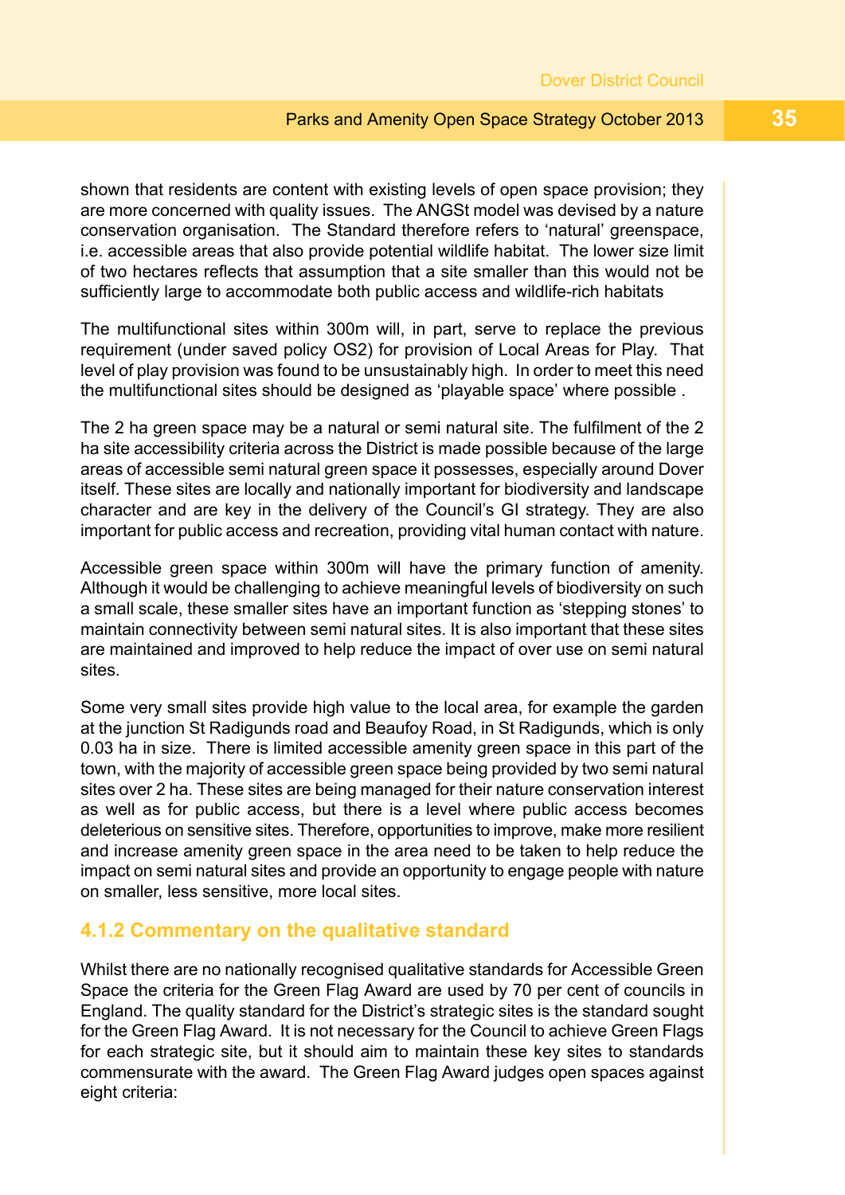shown that residents are content with existing levels of open space provision; they are more concerned with quality issues. The ANGSt model was devised by a nature conservation organisation. The Standard therefore refers to 'natural' greenspace, i.e. accessible areas that also provide potential wildlife habitat. The lower size limit of two hectares reflects that assumption that a site smaller than this would not be sufficiently large to accommodate both public access and wildlife-rich habitats

The multifunctional sites within 300m will, in part, serve to replace the previous requirement (under saved policy OS2) for provision of Local Areas for Play. That level of play provision was found to be unsustainably high. In order to meet this need the multifunctional sites should be designed as 'playable space' where possible .

The 2 ha green space may be a natural or semi natural site. The fulfilment of the 2 ha site accessibility criteria across the District is made possible because of the large areas of accessible semi natural green space it possesses, especially around Dover itself. These sites are locally and nationally important for biodiversity and landscape character and are key in the delivery of the Council's GI strategy. They are also important for public access and recreation, providing vital human contact with nature.

Accessible green space within 300m will have the primary function of amenity. Although it would be challenging to achieve meaningful levels of biodiversity on such a small scale, these smaller sites have an important function as 'stepping stones' to maintain connectivity between semi natural sites. It is also important that these sites are maintained and improved to help reduce the impact of over use on semi natural sites.

Some very small sites provide high value to the local area, for example the garden at the junction St Radigunds road and Beaufoy Road, in St Radigunds, which is only 0.03 ha in size. There is limited accessible amenity green space in this part of the town, with the majority of accessible green space being provided by two semi natural sites over 2 ha. These sites are being managed for their nature conservation interest as well as for public access, but there is a level where public access becomes deleterious on sensitive sites. Therefore, opportunities to improve, make more resilient and increase amenity green space in the area need to be taken to help reduce the impact on semi natural sites and provide an opportunity to engage people with nature on smaller, less sensitive, more local sites.

### 4.1.2 Commentary on the qualitative standard

Whilst there are no nationally recognised qualitative standards for Accessible Green Space the criteria for the Green Flag Award are used by 70 per cent of councils in England. The quality standard for the District's strategic sites is the standard sought for the Green Flag Award. It is not necessary for the Council to achieve Green Flags for each strategic site, but it should aim to maintain these key sites to standards commensurate with the award. The Green Flag Award judges open spaces against eight criteria: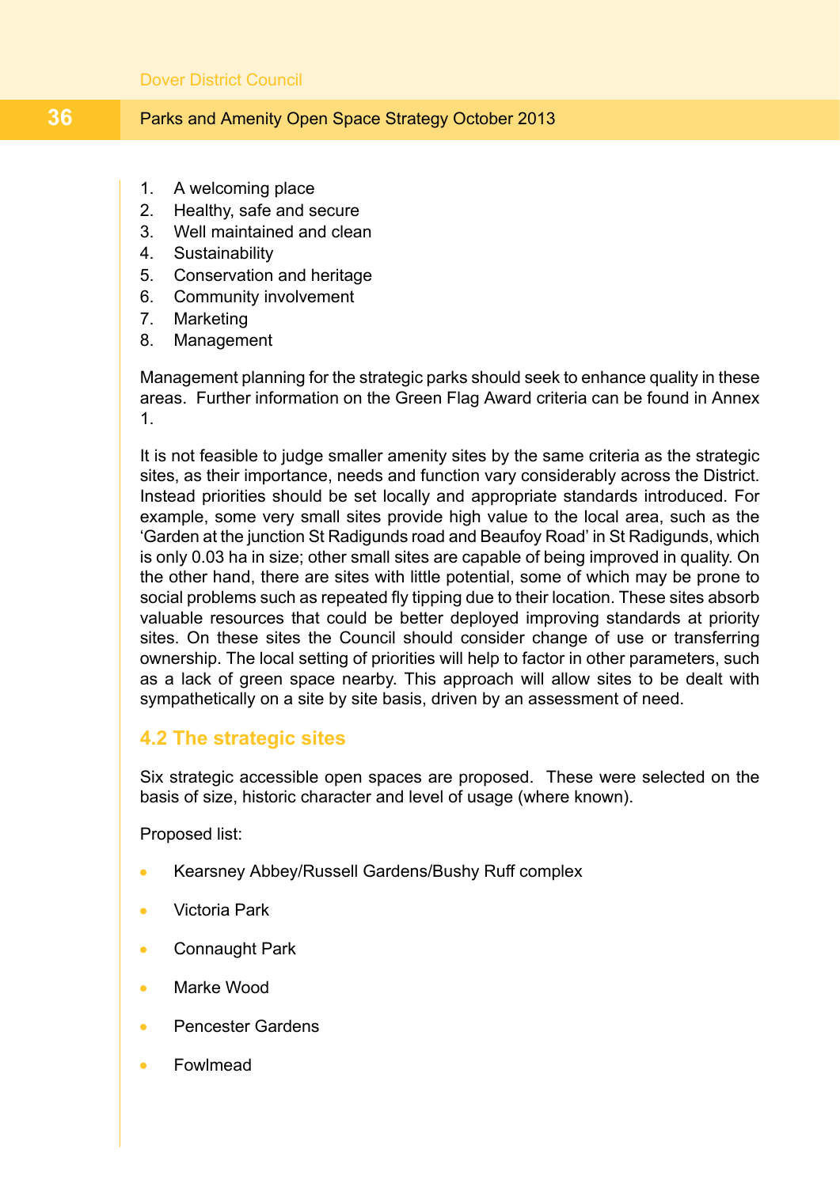1. A welcoming place
2. Healthy, safe and secure
3. Well maintained and clean
4. Sustainability
5. Conservation and heritage
6. Community involvement
7. Marketing
8. Management

Management planning for the strategic parks should seek to enhance quality in these areas. Further information on the Green Flag Award criteria can be found in Annex 1.

It is not feasible to judge smaller amenity sites by the same criteria as the strategic sites, as their importance, needs and function vary considerably across the District. Instead priorities should be set locally and appropriate standards introduced. For example, some very small sites provide high value to the local area, such as the 'Garden at the junction St Radigunds road and Beaufoy Road' in St Radigunds, which is only 0.03 ha in size; other small sites are capable of being improved in quality. On the other hand, there are sites with little potential, some of which may be prone to social problems such as repeated fly tipping due to their location. These sites absorb valuable resources that could be better deployed improving standards at priority sites. On these sites the Council should consider change of use or transferring ownership. The local setting of priorities will help to factor in other parameters, such as a lack of green space nearby. This approach will allow sites to be dealt with sympathetically on a site by site basis, driven by an assessment of need.

## 4.2 The strategic sites

Six strategic accessible open spaces are proposed. These were selected on the basis of size, historic character and level of usage (where known).

Proposed list:

- Kearsney Abbey/Russell Gardens/Bushy Ruff complex
- Victoria Park
- Connaught Park
- Marke Wood
- Pencester Gardens
- Fowlmead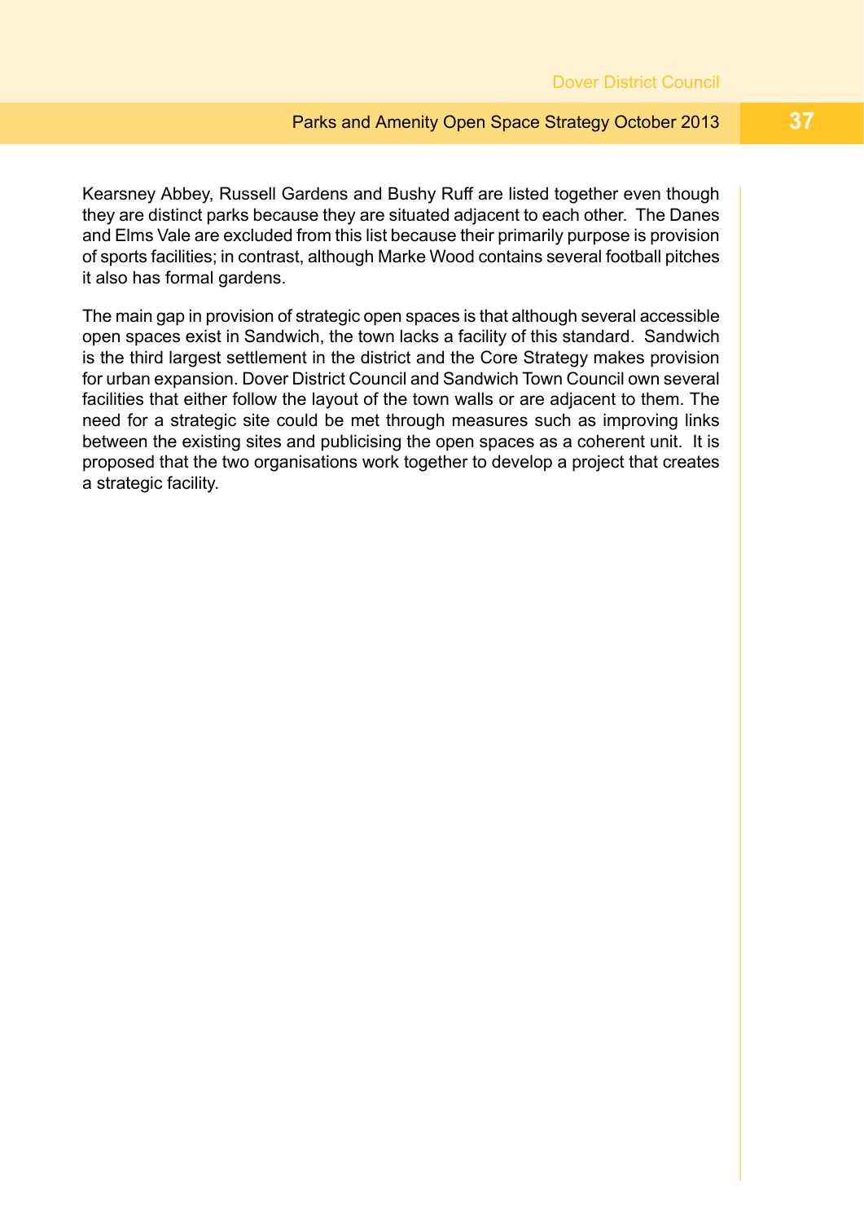Kearsney Abbey, Russell Gardens and Bushy Ruff are listed together even though they are distinct parks because they are situated adjacent to each other. The Danes and Elms Vale are excluded from this list because their primarily purpose is provision of sports facilities; in contrast, although Marke Wood contains several football pitches it also has formal gardens.

The main gap in provision of strategic open spaces is that although several accessible open spaces exist in Sandwich, the town lacks a facility of this standard. Sandwich is the third largest settlement in the district and the Core Strategy makes provision for urban expansion. Dover District Council and Sandwich Town Council own several facilities that either follow the layout of the town walls or are adjacent to them. The need for a strategic site could be met through measures such as improving links between the existing sites and publicising the open spaces as a coherent unit. It is proposed that the two organisations work together to develop a project that creates a strategic facility.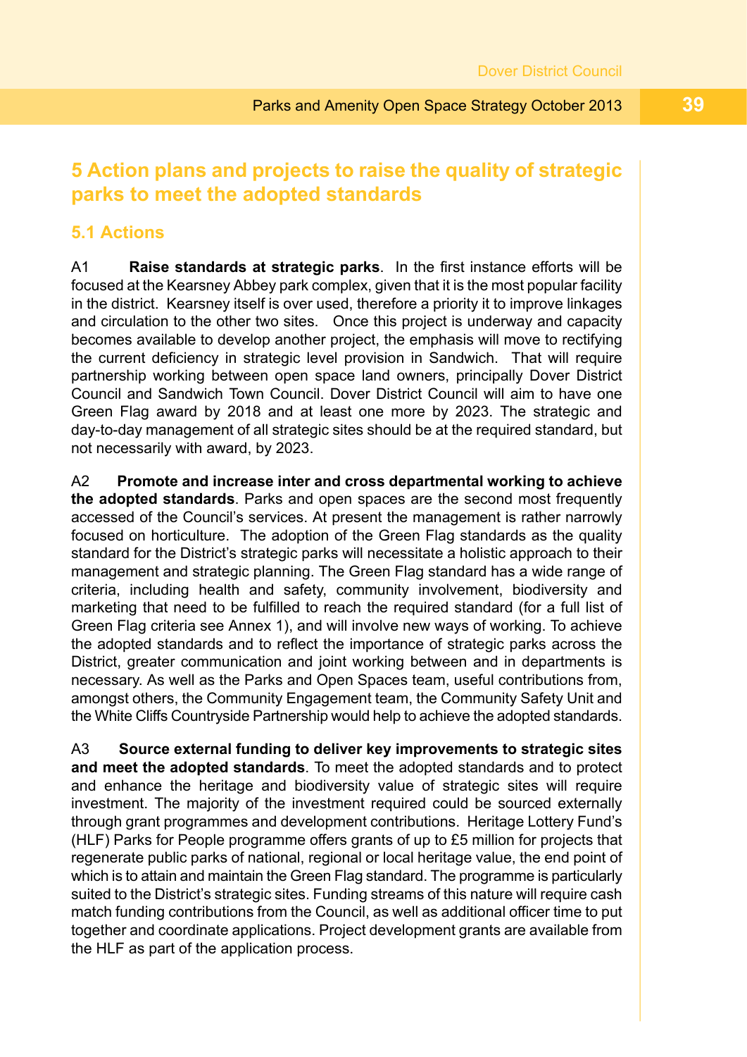# 5 Action plans and projects to raise the quality of strategic parks to meet the adopted standards

## 5.1 Actions

A1 **Raise standards at strategic parks**. In the first instance efforts will be focused at the Kearsney Abbey park complex, given that it is the most popular facility in the district. Kearsney itself is over used, therefore a priority it to improve linkages and circulation to the other two sites. Once this project is underway and capacity becomes available to develop another project, the emphasis will move to rectifying the current deficiency in strategic level provision in Sandwich. That will require partnership working between open space land owners, principally Dover District Council and Sandwich Town Council. Dover District Council will aim to have one Green Flag award by 2018 and at least one more by 2023. The strategic and day-to-day management of all strategic sites should be at the required standard, but not necessarily with award, by 2023.

A2 **Promote and increase inter and cross departmental working to achieve the adopted standards**. Parks and open spaces are the second most frequently accessed of the Council's services. At present the management is rather narrowly focused on horticulture. The adoption of the Green Flag standards as the quality standard for the District's strategic parks will necessitate a holistic approach to their management and strategic planning. The Green Flag standard has a wide range of criteria, including health and safety, community involvement, biodiversity and marketing that need to be fulfilled to reach the required standard (for a full list of Green Flag criteria see Annex 1), and will involve new ways of working. To achieve the adopted standards and to reflect the importance of strategic parks across the District, greater communication and joint working between and in departments is necessary. As well as the Parks and Open Spaces team, useful contributions from, amongst others, the Community Engagement team, the Community Safety Unit and the White Cliffs Countryside Partnership would help to achieve the adopted standards.

A3 **Source external funding to deliver key improvements to strategic sites and meet the adopted standards**. To meet the adopted standards and to protect and enhance the heritage and biodiversity value of strategic sites will require investment. The majority of the investment required could be sourced externally through grant programmes and development contributions. Heritage Lottery Fund's (HLF) Parks for People programme offers grants of up to £5 million for projects that regenerate public parks of national, regional or local heritage value, the end point of which is to attain and maintain the Green Flag standard. The programme is particularly suited to the District's strategic sites. Funding streams of this nature will require cash match funding contributions from the Council, as well as additional officer time to put together and coordinate applications. Project development grants are available from the HLF as part of the application process.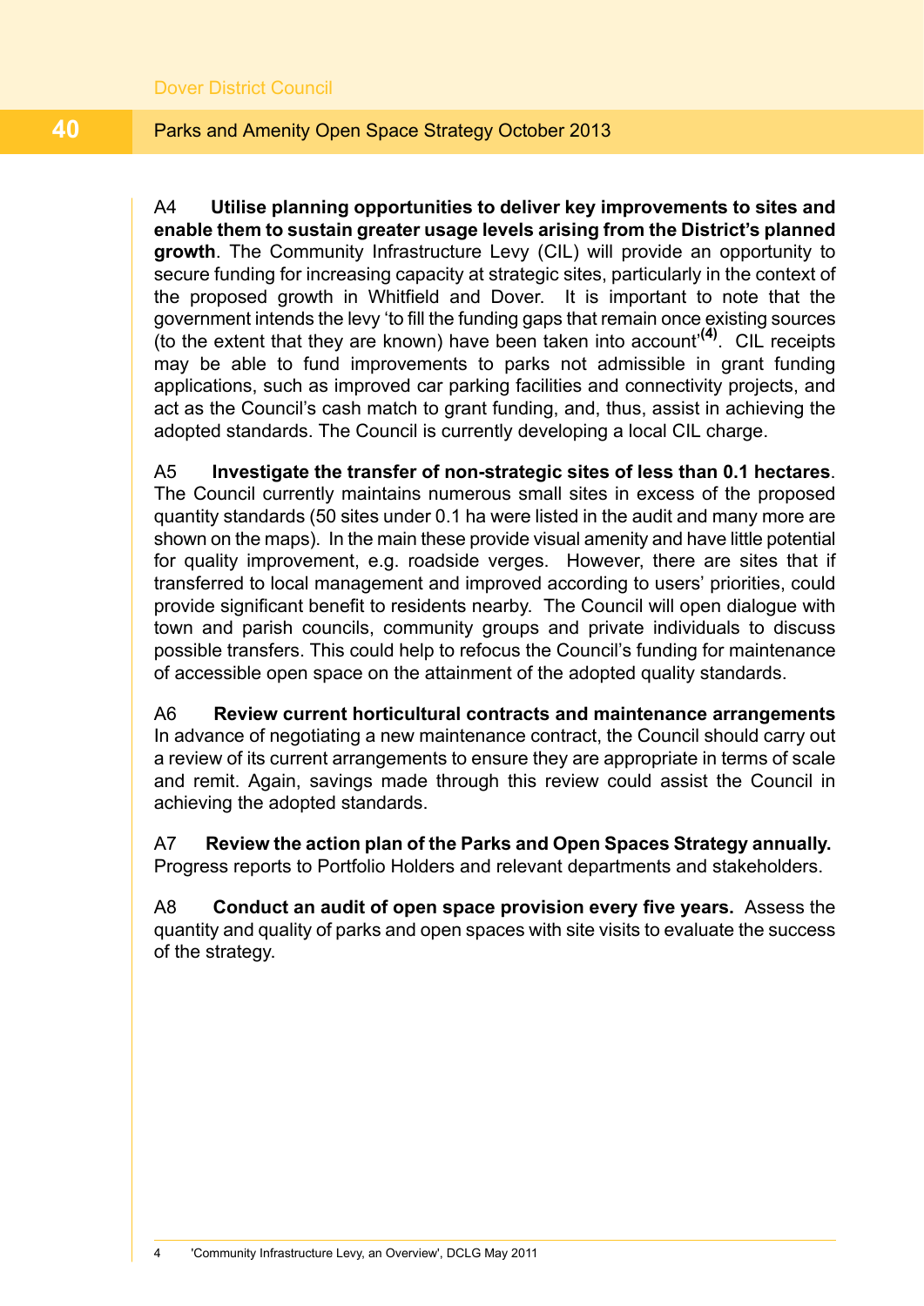A4 **Utilise planning opportunities to deliver key improvements to sites and enable them to sustain greater usage levels arising from the District's planned growth**. The Community Infrastructure Levy (CIL) will provide an opportunity to secure funding for increasing capacity at strategic sites, particularly in the context of the proposed growth in Whitfield and Dover. It is important to note that the government intends the levy 'to fill the funding gaps that remain once existing sources (to the extent that they are known) have been taken into account'[4]. CIL receipts may be able to fund improvements to parks not admissible in grant funding applications, such as improved car parking facilities and connectivity projects, and act as the Council's cash match to grant funding, and, thus, assist in achieving the adopted standards. The Council is currently developing a local CIL charge.

A5 **Investigate the transfer of non-strategic sites of less than 0.1 hectares**. The Council currently maintains numerous small sites in excess of the proposed quantity standards (50 sites under 0.1 ha were listed in the audit and many more are shown on the maps). In the main these provide visual amenity and have little potential for quality improvement, e.g. roadside verges. However, there are sites that if transferred to local management and improved according to users' priorities, could provide significant benefit to residents nearby. The Council will open dialogue with town and parish councils, community groups and private individuals to discuss possible transfers. This could help to refocus the Council's funding for maintenance of accessible open space on the attainment of the adopted quality standards.

A6 **Review current horticultural contracts and maintenance arrangements** In advance of negotiating a new maintenance contract, the Council should carry out a review of its current arrangements to ensure they are appropriate in terms of scale and remit. Again, savings made through this review could assist the Council in achieving the adopted standards.

A7 **Review the action plan of the Parks and Open Spaces Strategy annually.** Progress reports to Portfolio Holders and relevant departments and stakeholders.

A8 **Conduct an audit of open space provision every five years.** Assess the quantity and quality of parks and open spaces with site visits to evaluate the success of the strategy.

---

4 'Community Infrastructure Levy, an Overview', DCLG May 2011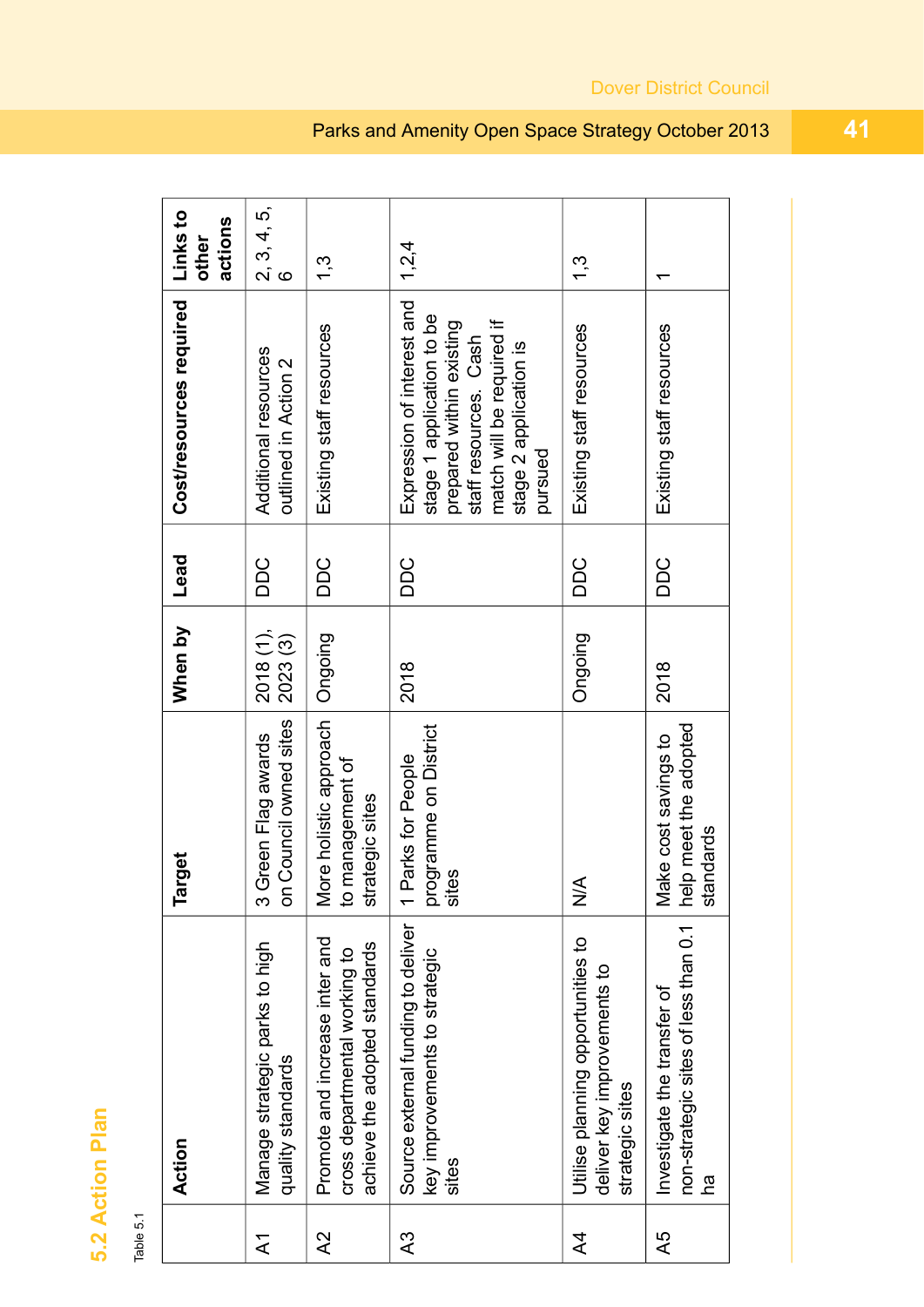## 5.2 Action Plan

Table 5.1

| | Action | Target | When by | Lead | Cost/resources required | Links to other actions |
|---|---|---|---|---|---|---|
| A1 | Manage strategic parks to high quality standards | 3 Green Flag awards on Council owned sites | 2018 (1), 2023 (3) | DDC | Additional resources outlined in Action 2 | 2, 3, 4, 5, 6 |
| A2 | Promote and increase inter and cross departmental working to achieve the adopted standards | More holistic approach to management of strategic sites | Ongoing | DDC | Existing staff resources | 1,3 |
| A3 | Source external funding to deliver key improvements to strategic sites | 1 Parks for People programme on District sites | 2018 | DDC | Expression of interest and stage 1 application to be prepared within existing staff resources. Cash match will be required if stage 2 application is pursued | 1,2,4 |
| A4 | Utilise planning opportunities to deliver key improvements to strategic sites | N/A | Ongoing | DDC | Existing staff resources | 1,3 |
| A5 | Investigate the transfer of non-strategic sites of less than 0.1 ha | Make cost savings to help meet the adopted standards | 2018 | DDC | Existing staff resources | 1 |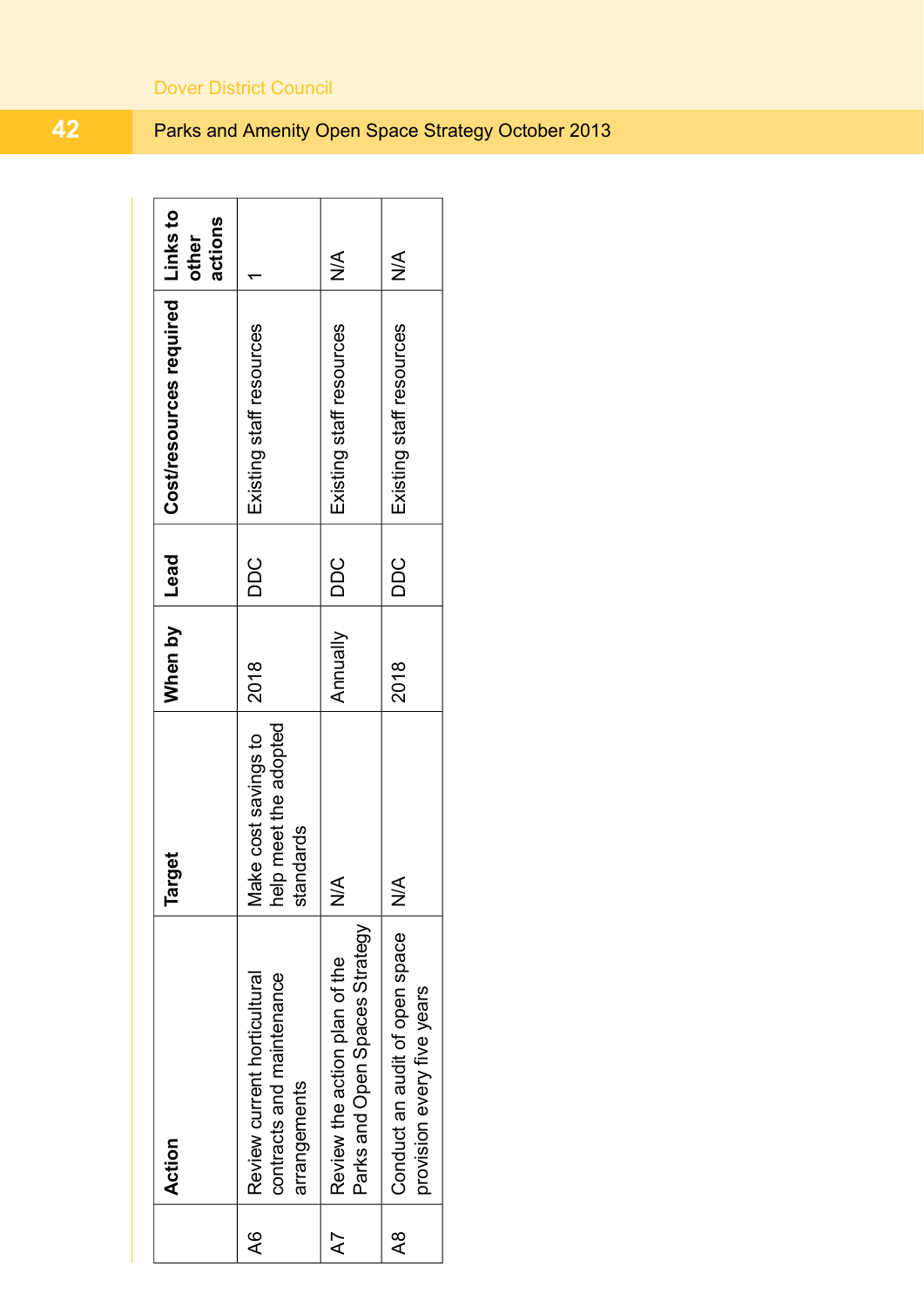| | Action | Target | When by | Lead | Cost/resources required | Links to other actions |
|---|---|---|---|---|---|---|
| A6 | Review current horticultural contracts and maintenance arrangements | Make cost savings to help meet the adopted standards | 2018 | DDC | Existing staff resources | 1 |
| A7 | Review the action plan of the Parks and Open Spaces Strategy | N/A | Annually | DDC | Existing staff resources | N/A |
| A8 | Conduct an audit of open space provision every five years | N/A | 2018 | DDC | Existing staff resources | N/A |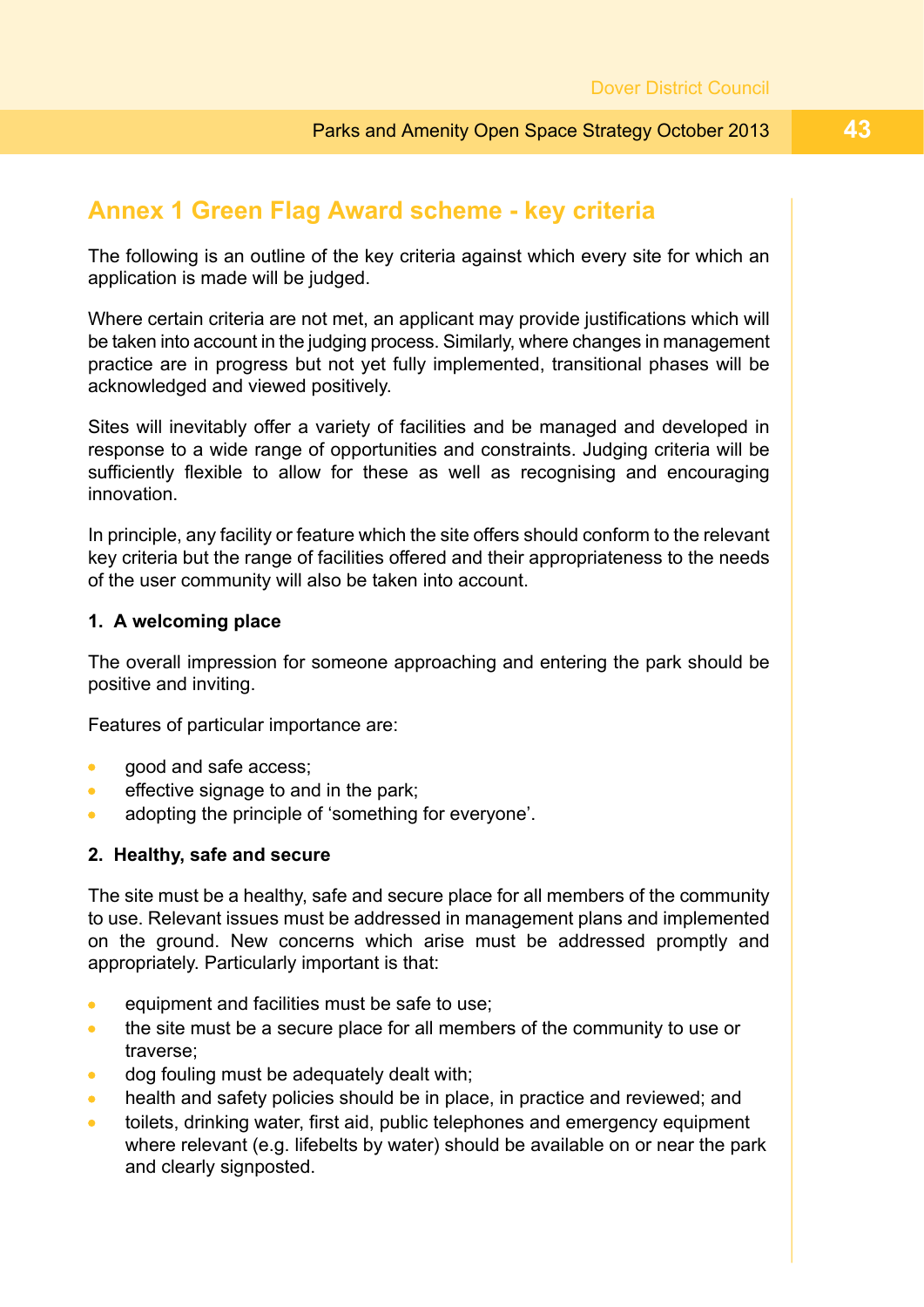# Annex 1 Green Flag Award scheme - key criteria

The following is an outline of the key criteria against which every site for which an application is made will be judged.

Where certain criteria are not met, an applicant may provide justifications which will be taken into account in the judging process. Similarly, where changes in management practice are in progress but not yet fully implemented, transitional phases will be acknowledged and viewed positively.

Sites will inevitably offer a variety of facilities and be managed and developed in response to a wide range of opportunities and constraints. Judging criteria will be sufficiently flexible to allow for these as well as recognising and encouraging innovation.

In principle, any facility or feature which the site offers should conform to the relevant key criteria but the range of facilities offered and their appropriateness to the needs of the user community will also be taken into account.

**1. A welcoming place**

The overall impression for someone approaching and entering the park should be positive and inviting.

Features of particular importance are:

- good and safe access;
- effective signage to and in the park;
- adopting the principle of 'something for everyone'.

**2. Healthy, safe and secure**

The site must be a healthy, safe and secure place for all members of the community to use. Relevant issues must be addressed in management plans and implemented on the ground. New concerns which arise must be addressed promptly and appropriately. Particularly important is that:

- equipment and facilities must be safe to use;
- the site must be a secure place for all members of the community to use or traverse;
- dog fouling must be adequately dealt with;
- health and safety policies should be in place, in practice and reviewed; and
- toilets, drinking water, first aid, public telephones and emergency equipment where relevant (e.g. lifebelts by water) should be available on or near the park and clearly signposted.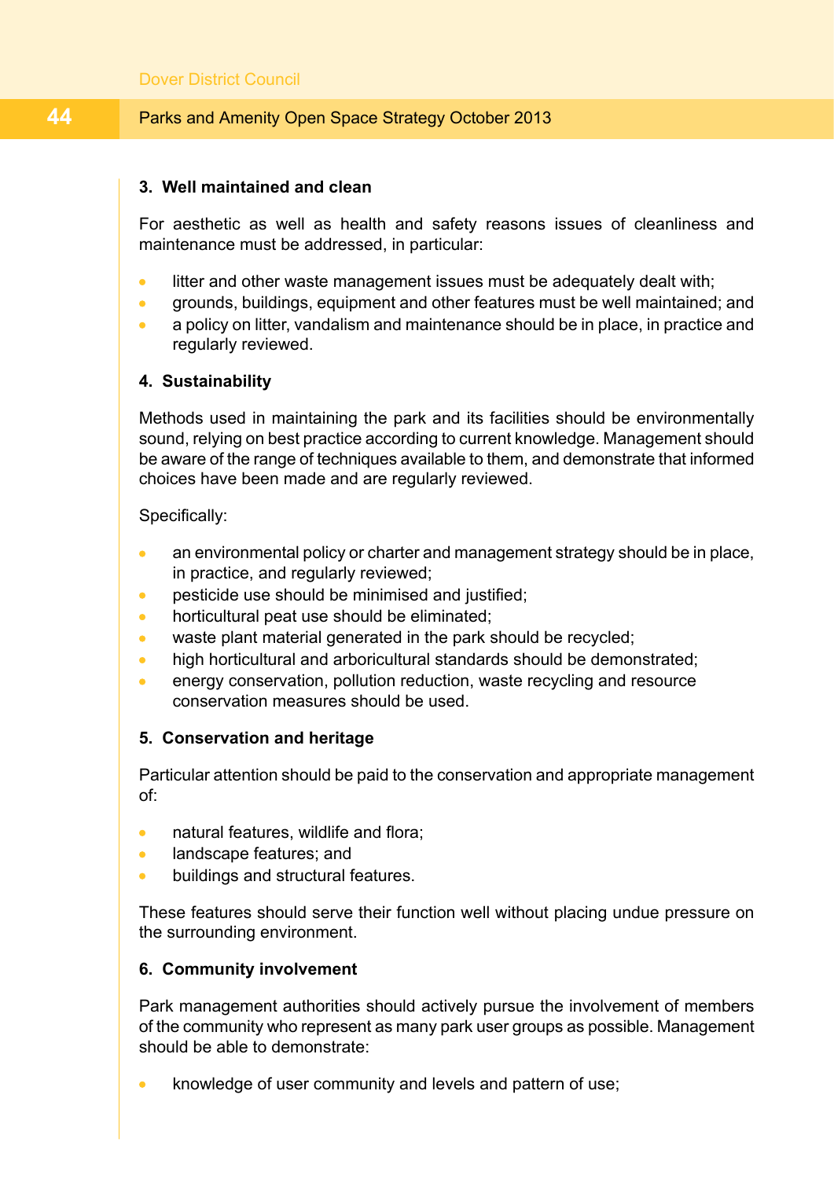### 3. Well maintained and clean

For aesthetic as well as health and safety reasons issues of cleanliness and maintenance must be addressed, in particular:

- litter and other waste management issues must be adequately dealt with;
- grounds, buildings, equipment and other features must be well maintained; and
- a policy on litter, vandalism and maintenance should be in place, in practice and regularly reviewed.

### 4. Sustainability

Methods used in maintaining the park and its facilities should be environmentally sound, relying on best practice according to current knowledge. Management should be aware of the range of techniques available to them, and demonstrate that informed choices have been made and are regularly reviewed.

Specifically:

- an environmental policy or charter and management strategy should be in place, in practice, and regularly reviewed;
- pesticide use should be minimised and justified;
- horticultural peat use should be eliminated;
- waste plant material generated in the park should be recycled;
- high horticultural and arboricultural standards should be demonstrated;
- energy conservation, pollution reduction, waste recycling and resource conservation measures should be used.

### 5. Conservation and heritage

Particular attention should be paid to the conservation and appropriate management of:

- natural features, wildlife and flora;
- landscape features; and
- buildings and structural features.

These features should serve their function well without placing undue pressure on the surrounding environment.

### 6. Community involvement

Park management authorities should actively pursue the involvement of members of the community who represent as many park user groups as possible. Management should be able to demonstrate:

- knowledge of user community and levels and pattern of use;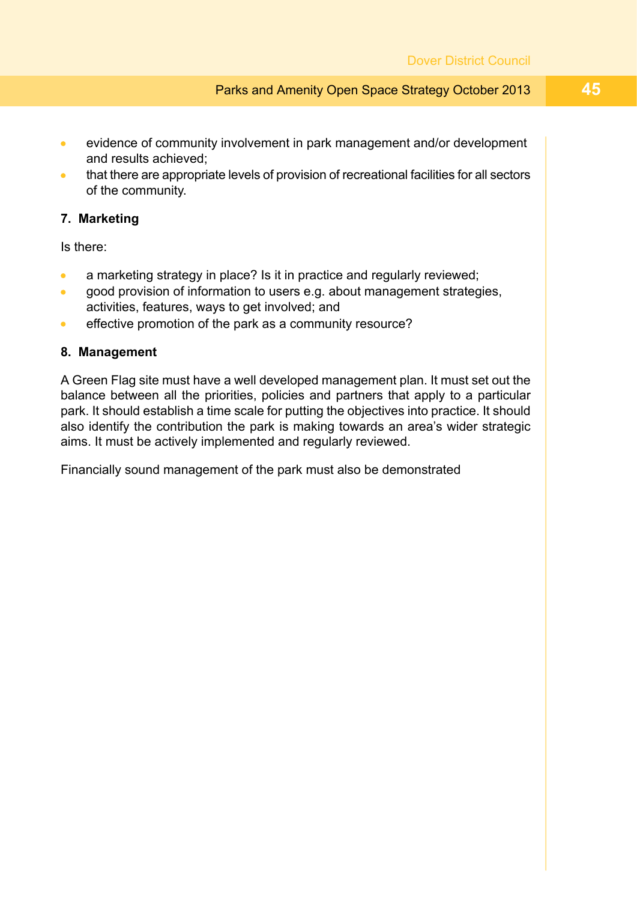- evidence of community involvement in park management and/or development and results achieved;
- that there are appropriate levels of provision of recreational facilities for all sectors of the community.

**7. Marketing**

Is there:

- a marketing strategy in place? Is it in practice and regularly reviewed;
- good provision of information to users e.g. about management strategies, activities, features, ways to get involved; and
- effective promotion of the park as a community resource?

**8. Management**

A Green Flag site must have a well developed management plan. It must set out the balance between all the priorities, policies and partners that apply to a particular park. It should establish a time scale for putting the objectives into practice. It should also identify the contribution the park is making towards an area's wider strategic aims. It must be actively implemented and regularly reviewed.

Financially sound management of the park must also be demonstrated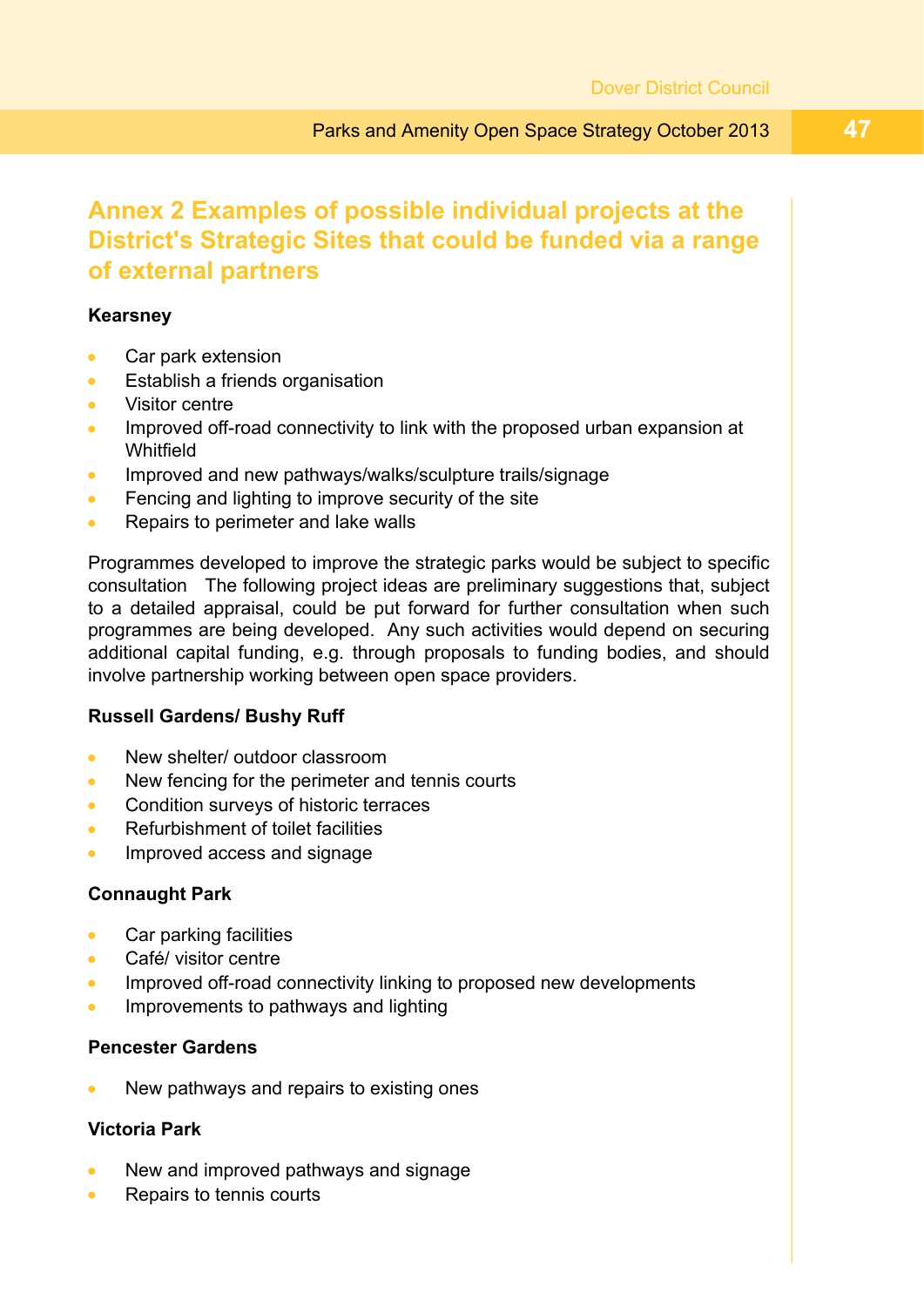## Annex 2 Examples of possible individual projects at the District's Strategic Sites that could be funded via a range of external partners

**Kearsney**

- Car park extension
- Establish a friends organisation
- Visitor centre
- Improved off-road connectivity to link with the proposed urban expansion at Whitfield
- Improved and new pathways/walks/sculpture trails/signage
- Fencing and lighting to improve security of the site
- Repairs to perimeter and lake walls

Programmes developed to improve the strategic parks would be subject to specific consultation The following project ideas are preliminary suggestions that, subject to a detailed appraisal, could be put forward for further consultation when such programmes are being developed. Any such activities would depend on securing additional capital funding, e.g. through proposals to funding bodies, and should involve partnership working between open space providers.

**Russell Gardens/ Bushy Ruff**

- New shelter/ outdoor classroom
- New fencing for the perimeter and tennis courts
- Condition surveys of historic terraces
- Refurbishment of toilet facilities
- Improved access and signage

**Connaught Park**

- Car parking facilities
- Café/ visitor centre
- Improved off-road connectivity linking to proposed new developments
- Improvements to pathways and lighting

**Pencester Gardens**

- New pathways and repairs to existing ones

**Victoria Park**

- New and improved pathways and signage
- Repairs to tennis courts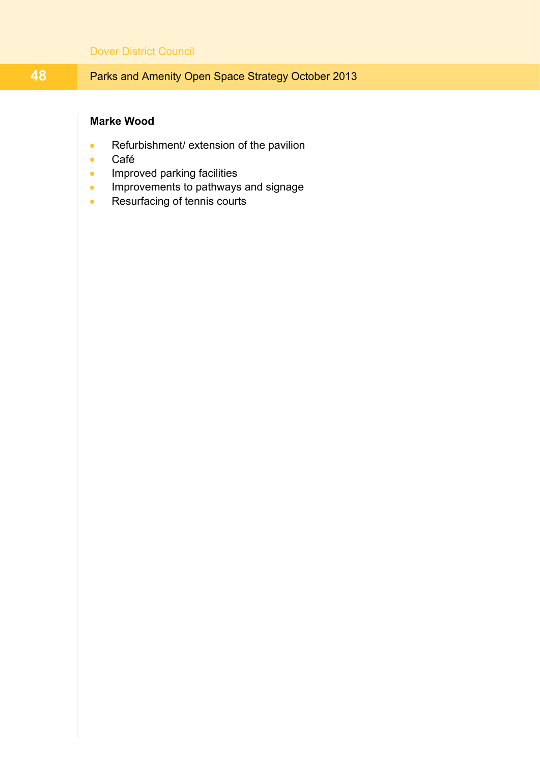**Marke Wood**

- Refurbishment/ extension of the pavilion
- Café
- Improved parking facilities
- Improvements to pathways and signage
- Resurfacing of tennis courts